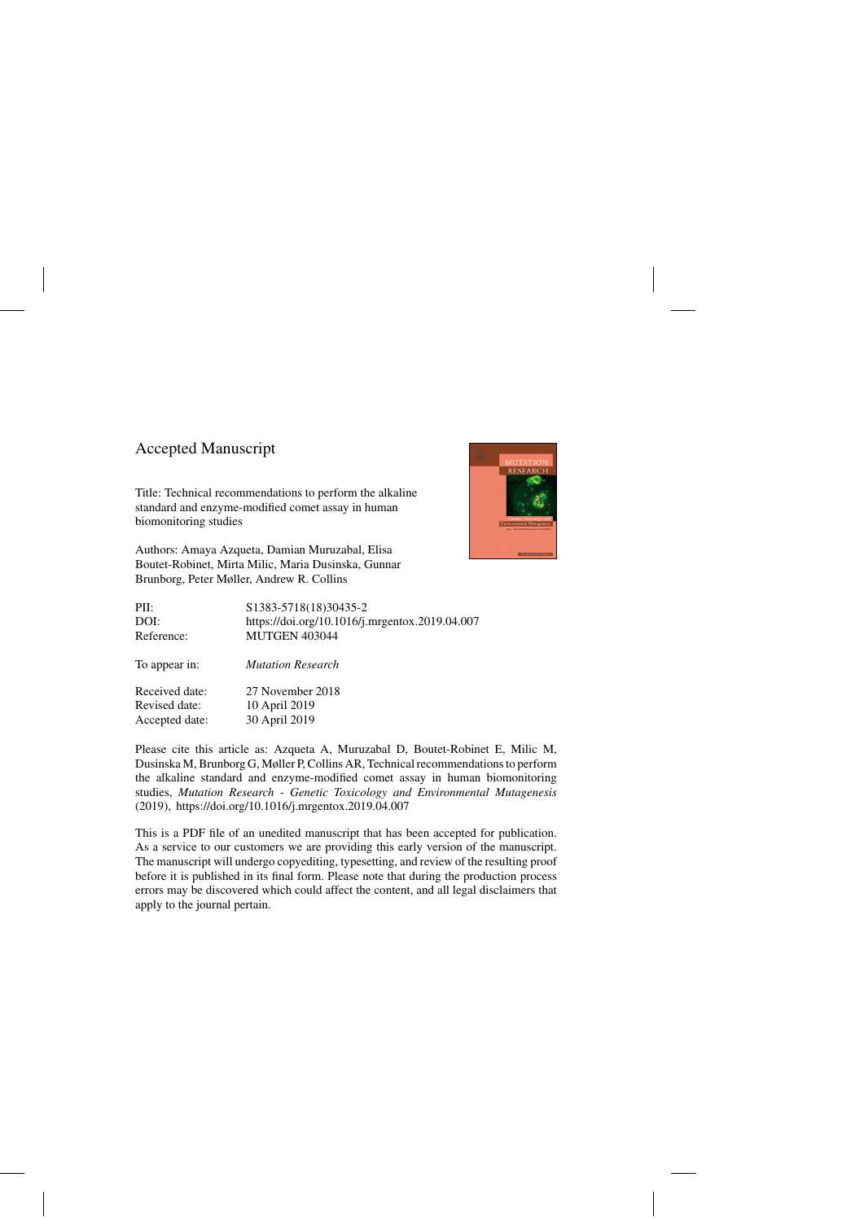Accepted Manuscript

Title: Technical recommendations to perform the alkaline standard and enzyme-modified comet assay in human biomonitoring studies

Authors: Amaya Azqueta, Damian Muruzabal, Elisa Boutet-Robinet, Mirta Milic, Maria Dusinska, Gunnar Brunborg, Peter Møller, Andrew R. Collins

| | |
|---|---|
| PII: | S1383-5718(18)30435-2 |
| DOI: | https://doi.org/10.1016/j.mrgentox.2019.04.007 |
| Reference: | MUTGEN 403044 |
| | |
| To appear in: | *Mutation Research* |
| | |
| Received date: | 27 November 2018 |
| Revised date: | 10 April 2019 |
| Accepted date: | 30 April 2019 |

Please cite this article as: Azqueta A, Muruzabal D, Boutet-Robinet E, Milic M, Dusinska M, Brunborg G, Møller P, Collins AR, Technical recommendations to perform the alkaline standard and enzyme-modified comet assay in human biomonitoring studies, *Mutation Research - Genetic Toxicology and Environmental Mutagenesis* (2019), https://doi.org/10.1016/j.mrgentox.2019.04.007

This is a PDF file of an unedited manuscript that has been accepted for publication. As a service to our customers we are providing this early version of the manuscript. The manuscript will undergo copyediting, typesetting, and review of the resulting proof before it is published in its final form. Please note that during the production process errors may be discovered which could affect the content, and all legal disclaimers that apply to the journal pertain.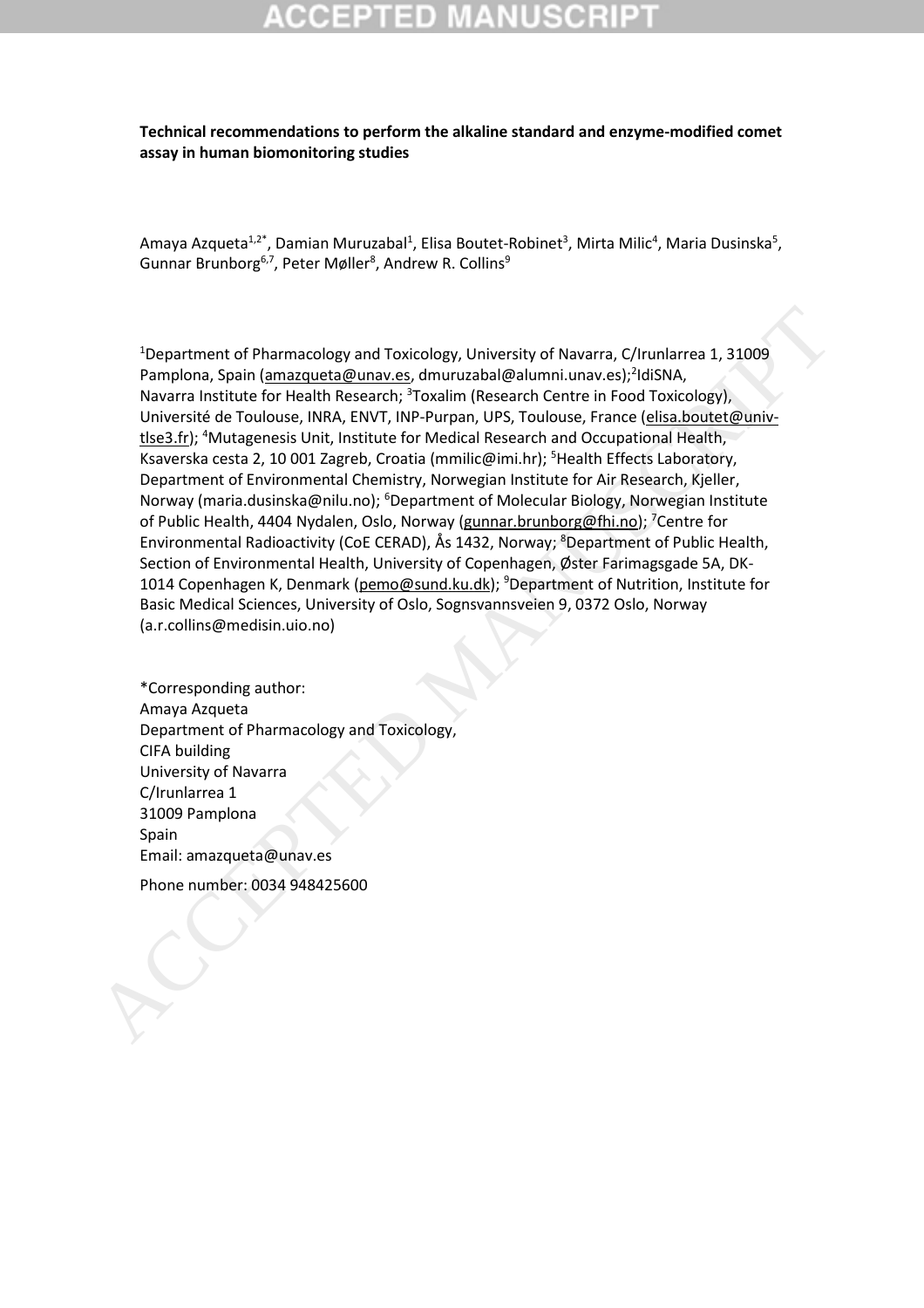**Technical recommendations to perform the alkaline standard and enzyme-modified comet assay in human biomonitoring studies**

Amaya Azqueta[1,2*], Damian Muruzabal[1], Elisa Boutet-Robinet[3], Mirta Milic[4], Maria Dusinska[5], Gunnar Brunborg[6,7], Peter Møller[8], Andrew R. Collins[9]

[1]Department of Pharmacology and Toxicology, University of Navarra, C/Irunlarrea 1, 31009 Pamplona, Spain (amazqueta@unav.es, dmuruzabal@alumni.unav.es);[2]IdiSNA, Navarra Institute for Health Research; [3]Toxalim (Research Centre in Food Toxicology), Université de Toulouse, INRA, ENVT, INP-Purpan, UPS, Toulouse, France (elisa.boutet@univ-tlse3.fr); [4]Mutagenesis Unit, Institute for Medical Research and Occupational Health, Ksaverska cesta 2, 10 001 Zagreb, Croatia (mmilic@imi.hr); [5]Health Effects Laboratory, Department of Environmental Chemistry, Norwegian Institute for Air Research, Kjeller, Norway (maria.dusinska@nilu.no); [6]Department of Molecular Biology, Norwegian Institute of Public Health, 4404 Nydalen, Oslo, Norway (gunnar.brunborg@fhi.no); [7]Centre for Environmental Radioactivity (CoE CERAD), Ås 1432, Norway; [8]Department of Public Health, Section of Environmental Health, University of Copenhagen, Øster Farimagsgade 5A, DK-1014 Copenhagen K, Denmark (pemo@sund.ku.dk); [9]Department of Nutrition, Institute for Basic Medical Sciences, University of Oslo, Sognsvannsveien 9, 0372 Oslo, Norway (a.r.collins@medisin.uio.no)

*Corresponding author:
Amaya Azqueta
Department of Pharmacology and Toxicology,
CIFA building
University of Navarra
C/Irunlarrea 1
31009 Pamplona
Spain
Email: amazqueta@unav.es

Phone number: 0034 948425600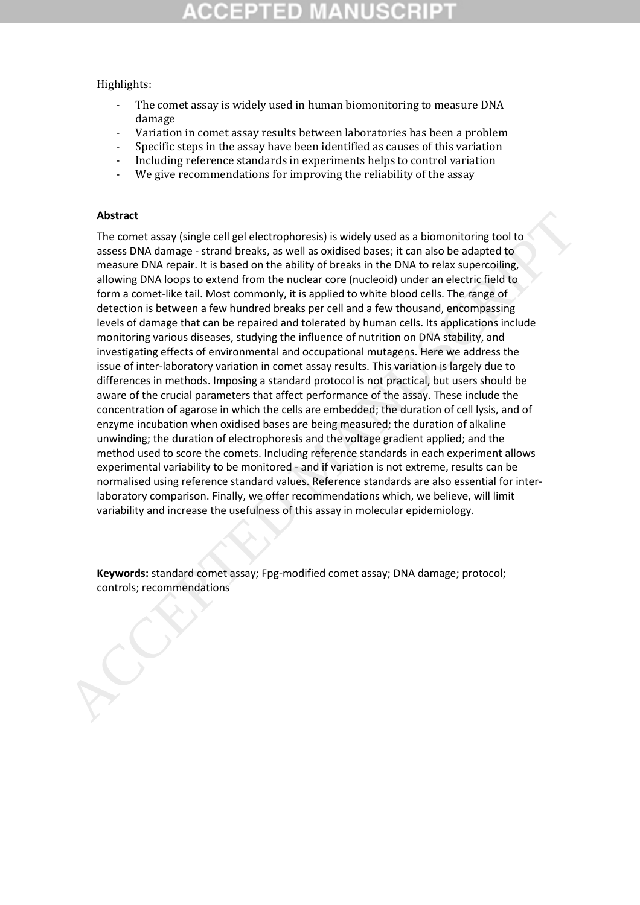Highlights:

- The comet assay is widely used in human biomonitoring to measure DNA damage
- Variation in comet assay results between laboratories has been a problem
- Specific steps in the assay have been identified as causes of this variation
- Including reference standards in experiments helps to control variation
- We give recommendations for improving the reliability of the assay

**Abstract**

The comet assay (single cell gel electrophoresis) is widely used as a biomonitoring tool to assess DNA damage - strand breaks, as well as oxidised bases; it can also be adapted to measure DNA repair. It is based on the ability of breaks in the DNA to relax supercoiling, allowing DNA loops to extend from the nuclear core (nucleoid) under an electric field to form a comet-like tail. Most commonly, it is applied to white blood cells. The range of detection is between a few hundred breaks per cell and a few thousand, encompassing levels of damage that can be repaired and tolerated by human cells. Its applications include monitoring various diseases, studying the influence of nutrition on DNA stability, and investigating effects of environmental and occupational mutagens. Here we address the issue of inter-laboratory variation in comet assay results. This variation is largely due to differences in methods. Imposing a standard protocol is not practical, but users should be aware of the crucial parameters that affect performance of the assay. These include the concentration of agarose in which the cells are embedded; the duration of cell lysis, and of enzyme incubation when oxidised bases are being measured; the duration of alkaline unwinding; the duration of electrophoresis and the voltage gradient applied; and the method used to score the comets. Including reference standards in each experiment allows experimental variability to be monitored - and if variation is not extreme, results can be normalised using reference standard values. Reference standards are also essential for inter-laboratory comparison. Finally, we offer recommendations which, we believe, will limit variability and increase the usefulness of this assay in molecular epidemiology.

**Keywords:** standard comet assay; Fpg-modified comet assay; DNA damage; protocol; controls; recommendations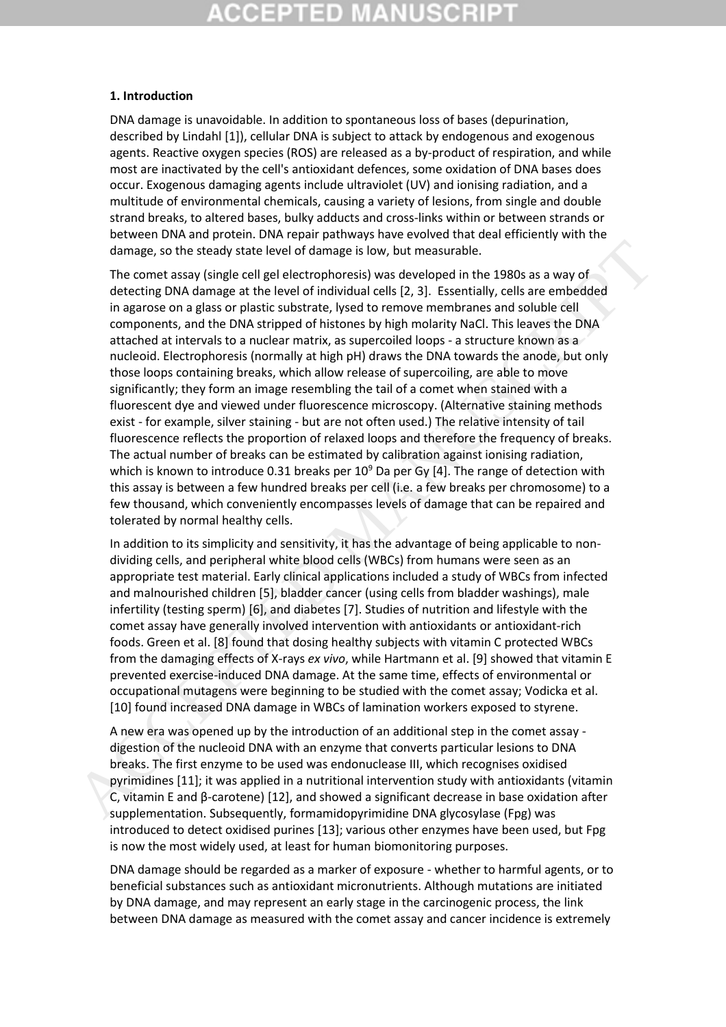## 1. Introduction

DNA damage is unavoidable. In addition to spontaneous loss of bases (depurination, described by Lindahl [1]), cellular DNA is subject to attack by endogenous and exogenous agents. Reactive oxygen species (ROS) are released as a by-product of respiration, and while most are inactivated by the cell's antioxidant defences, some oxidation of DNA bases does occur. Exogenous damaging agents include ultraviolet (UV) and ionising radiation, and a multitude of environmental chemicals, causing a variety of lesions, from single and double strand breaks, to altered bases, bulky adducts and cross-links within or between strands or between DNA and protein. DNA repair pathways have evolved that deal efficiently with the damage, so the steady state level of damage is low, but measurable.

The comet assay (single cell gel electrophoresis) was developed in the 1980s as a way of detecting DNA damage at the level of individual cells [2, 3]. Essentially, cells are embedded in agarose on a glass or plastic substrate, lysed to remove membranes and soluble cell components, and the DNA stripped of histones by high molarity NaCl. This leaves the DNA attached at intervals to a nuclear matrix, as supercoiled loops - a structure known as a nucleoid. Electrophoresis (normally at high pH) draws the DNA towards the anode, but only those loops containing breaks, which allow release of supercoiling, are able to move significantly; they form an image resembling the tail of a comet when stained with a fluorescent dye and viewed under fluorescence microscopy. (Alternative staining methods exist - for example, silver staining - but are not often used.) The relative intensity of tail fluorescence reflects the proportion of relaxed loops and therefore the frequency of breaks. The actual number of breaks can be estimated by calibration against ionising radiation, which is known to introduce 0.31 breaks per $10^9$ Da per Gy [4]. The range of detection with this assay is between a few hundred breaks per cell (i.e. a few breaks per chromosome) to a few thousand, which conveniently encompasses levels of damage that can be repaired and tolerated by normal healthy cells.

In addition to its simplicity and sensitivity, it has the advantage of being applicable to non-dividing cells, and peripheral white blood cells (WBCs) from humans were seen as an appropriate test material. Early clinical applications included a study of WBCs from infected and malnourished children [5], bladder cancer (using cells from bladder washings), male infertility (testing sperm) [6], and diabetes [7]. Studies of nutrition and lifestyle with the comet assay have generally involved intervention with antioxidants or antioxidant-rich foods. Green et al. [8] found that dosing healthy subjects with vitamin C protected WBCs from the damaging effects of X-rays *ex vivo*, while Hartmann et al. [9] showed that vitamin E prevented exercise-induced DNA damage. At the same time, effects of environmental or occupational mutagens were beginning to be studied with the comet assay; Vodicka et al. [10] found increased DNA damage in WBCs of lamination workers exposed to styrene.

A new era was opened up by the introduction of an additional step in the comet assay - digestion of the nucleoid DNA with an enzyme that converts particular lesions to DNA breaks. The first enzyme to be used was endonuclease III, which recognises oxidised pyrimidines [11]; it was applied in a nutritional intervention study with antioxidants (vitamin C, vitamin E and β-carotene) [12], and showed a significant decrease in base oxidation after supplementation. Subsequently, formamidopyrimidine DNA glycosylase (Fpg) was introduced to detect oxidised purines [13]; various other enzymes have been used, but Fpg is now the most widely used, at least for human biomonitoring purposes.

DNA damage should be regarded as a marker of exposure - whether to harmful agents, or to beneficial substances such as antioxidant micronutrients. Although mutations are initiated by DNA damage, and may represent an early stage in the carcinogenic process, the link between DNA damage as measured with the comet assay and cancer incidence is extremely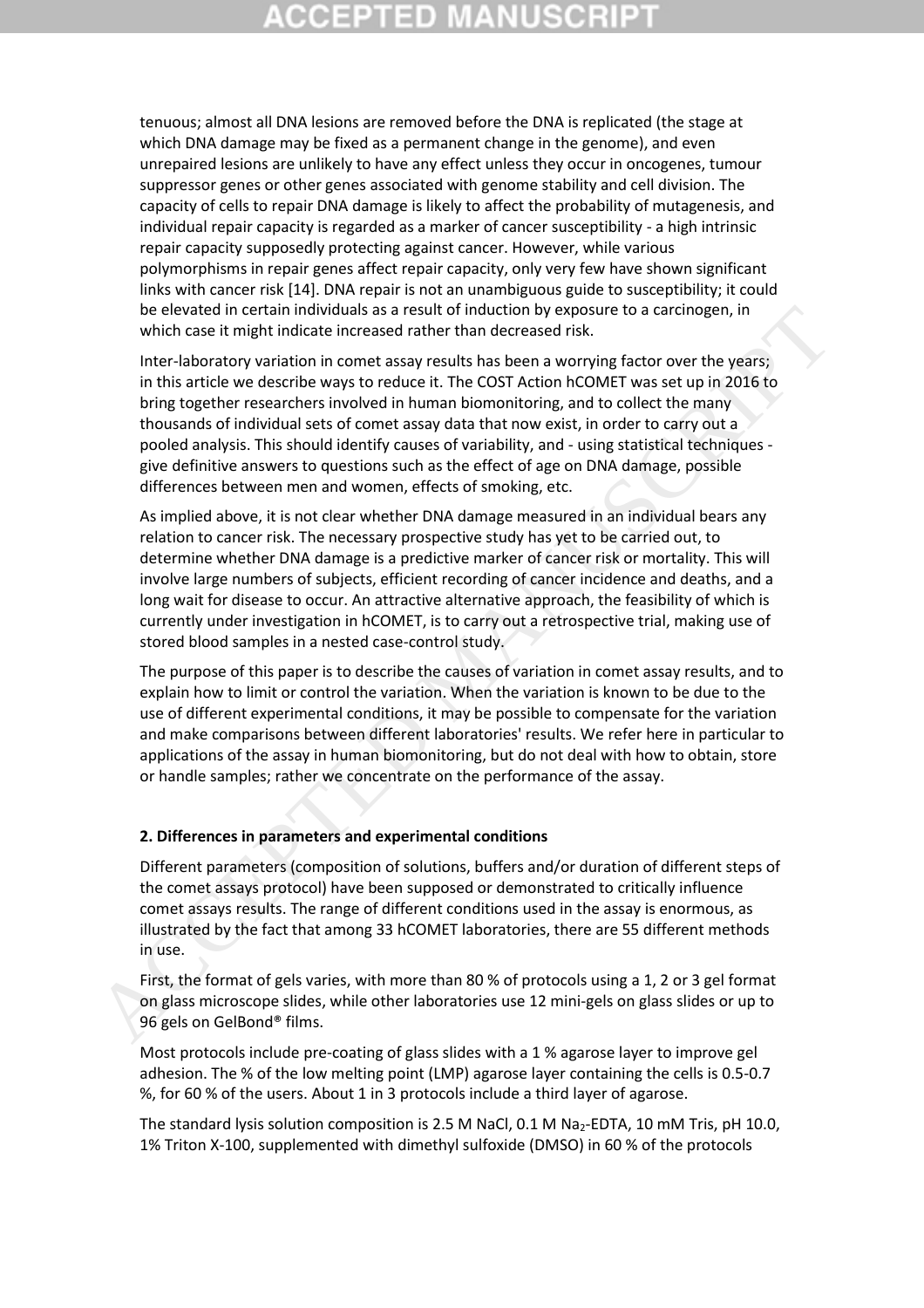tenuous; almost all DNA lesions are removed before the DNA is replicated (the stage at which DNA damage may be fixed as a permanent change in the genome), and even unrepaired lesions are unlikely to have any effect unless they occur in oncogenes, tumour suppressor genes or other genes associated with genome stability and cell division. The capacity of cells to repair DNA damage is likely to affect the probability of mutagenesis, and individual repair capacity is regarded as a marker of cancer susceptibility - a high intrinsic repair capacity supposedly protecting against cancer. However, while various polymorphisms in repair genes affect repair capacity, only very few have shown significant links with cancer risk [14]. DNA repair is not an unambiguous guide to susceptibility; it could be elevated in certain individuals as a result of induction by exposure to a carcinogen, in which case it might indicate increased rather than decreased risk.

Inter-laboratory variation in comet assay results has been a worrying factor over the years; in this article we describe ways to reduce it. The COST Action hCOMET was set up in 2016 to bring together researchers involved in human biomonitoring, and to collect the many thousands of individual sets of comet assay data that now exist, in order to carry out a pooled analysis. This should identify causes of variability, and - using statistical techniques - give definitive answers to questions such as the effect of age on DNA damage, possible differences between men and women, effects of smoking, etc.

As implied above, it is not clear whether DNA damage measured in an individual bears any relation to cancer risk. The necessary prospective study has yet to be carried out, to determine whether DNA damage is a predictive marker of cancer risk or mortality. This will involve large numbers of subjects, efficient recording of cancer incidence and deaths, and a long wait for disease to occur. An attractive alternative approach, the feasibility of which is currently under investigation in hCOMET, is to carry out a retrospective trial, making use of stored blood samples in a nested case-control study.

The purpose of this paper is to describe the causes of variation in comet assay results, and to explain how to limit or control the variation. When the variation is known to be due to the use of different experimental conditions, it may be possible to compensate for the variation and make comparisons between different laboratories' results. We refer here in particular to applications of the assay in human biomonitoring, but do not deal with how to obtain, store or handle samples; rather we concentrate on the performance of the assay.

## 2. Differences in parameters and experimental conditions

Different parameters (composition of solutions, buffers and/or duration of different steps of the comet assays protocol) have been supposed or demonstrated to critically influence comet assays results. The range of different conditions used in the assay is enormous, as illustrated by the fact that among 33 hCOMET laboratories, there are 55 different methods in use.

First, the format of gels varies, with more than 80 % of protocols using a 1, 2 or 3 gel format on glass microscope slides, while other laboratories use 12 mini-gels on glass slides or up to 96 gels on GelBond® films.

Most protocols include pre-coating of glass slides with a 1 % agarose layer to improve gel adhesion. The % of the low melting point (LMP) agarose layer containing the cells is 0.5-0.7 %, for 60 % of the users. About 1 in 3 protocols include a third layer of agarose.

The standard lysis solution composition is 2.5 M NaCl, 0.1 M $Na_2$-EDTA, 10 mM Tris, pH 10.0, 1% Triton X-100, supplemented with dimethyl sulfoxide (DMSO) in 60 % of the protocols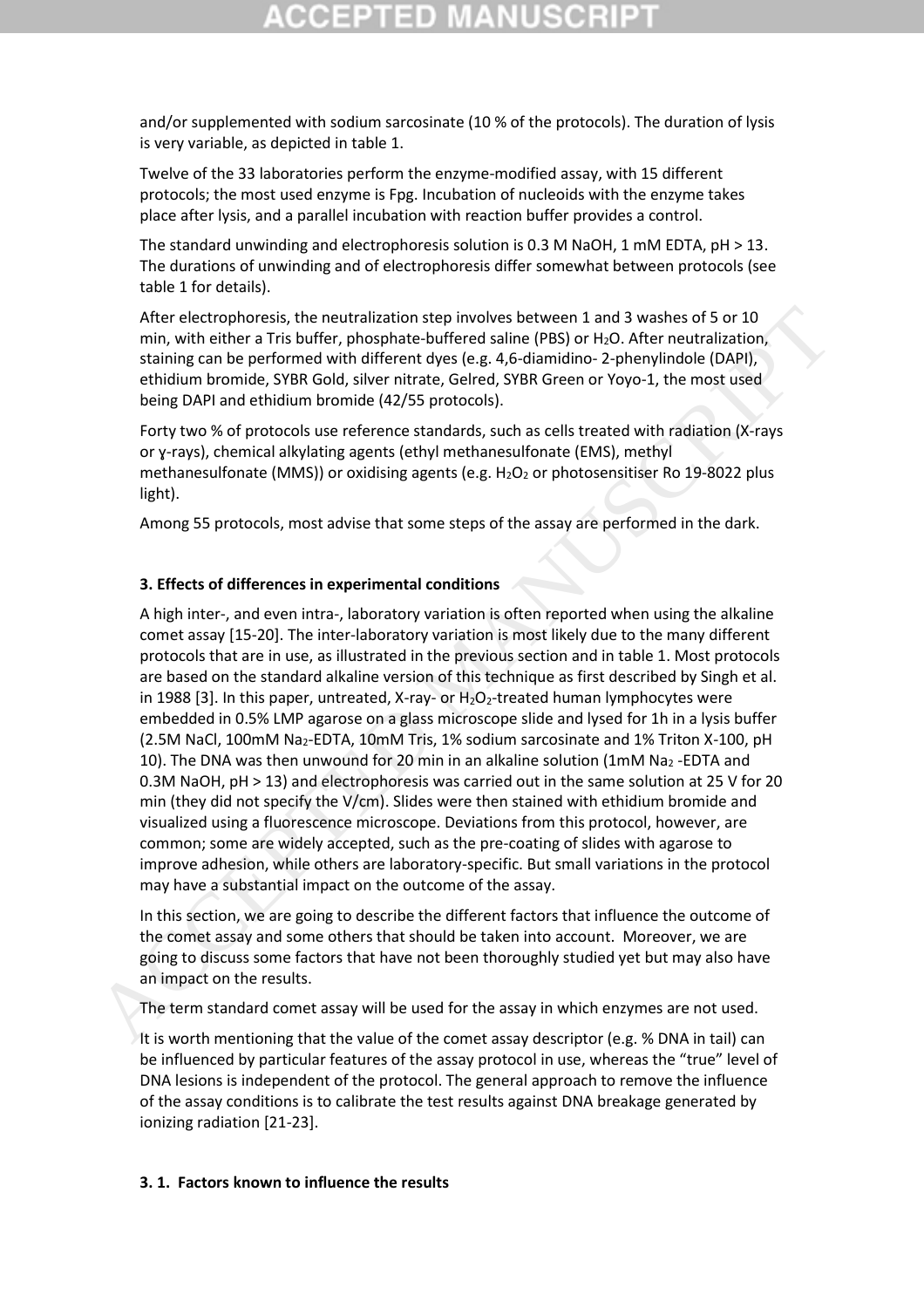and/or supplemented with sodium sarcosinate (10 % of the protocols). The duration of lysis is very variable, as depicted in table 1.

Twelve of the 33 laboratories perform the enzyme-modified assay, with 15 different protocols; the most used enzyme is Fpg. Incubation of nucleoids with the enzyme takes place after lysis, and a parallel incubation with reaction buffer provides a control.

The standard unwinding and electrophoresis solution is 0.3 M NaOH, 1 mM EDTA, pH > 13. The durations of unwinding and of electrophoresis differ somewhat between protocols (see table 1 for details).

After electrophoresis, the neutralization step involves between 1 and 3 washes of 5 or 10 min, with either a Tris buffer, phosphate-buffered saline (PBS) or $H_2O$. After neutralization, staining can be performed with different dyes (e.g. 4,6-diamidino- 2-phenylindole (DAPI), ethidium bromide, SYBR Gold, silver nitrate, Gelred, SYBR Green or Yoyo-1, the most used being DAPI and ethidium bromide (42/55 protocols).

Forty two % of protocols use reference standards, such as cells treated with radiation (X-rays or ɣ-rays), chemical alkylating agents (ethyl methanesulfonate (EMS), methyl methanesulfonate (MMS)) or oxidising agents (e.g. $H_2O_2$ or photosensitiser Ro 19-8022 plus light).

Among 55 protocols, most advise that some steps of the assay are performed in the dark.

### 3. Effects of differences in experimental conditions

A high inter-, and even intra-, laboratory variation is often reported when using the alkaline comet assay [15-20]. The inter-laboratory variation is most likely due to the many different protocols that are in use, as illustrated in the previous section and in table 1. Most protocols are based on the standard alkaline version of this technique as first described by Singh et al. in 1988 [3]. In this paper, untreated, X-ray- or $H_2O_2$-treated human lymphocytes were embedded in 0.5% LMP agarose on a glass microscope slide and lysed for 1h in a lysis buffer (2.5M NaCl, 100mM $Na_2$-EDTA, 10mM Tris, 1% sodium sarcosinate and 1% Triton X-100, pH 10). The DNA was then unwound for 20 min in an alkaline solution (1mM $Na_2$ -EDTA and 0.3M NaOH, pH > 13) and electrophoresis was carried out in the same solution at 25 V for 20 min (they did not specify the V/cm). Slides were then stained with ethidium bromide and visualized using a fluorescence microscope. Deviations from this protocol, however, are common; some are widely accepted, such as the pre-coating of slides with agarose to improve adhesion, while others are laboratory-specific. But small variations in the protocol may have a substantial impact on the outcome of the assay.

In this section, we are going to describe the different factors that influence the outcome of the comet assay and some others that should be taken into account. Moreover, we are going to discuss some factors that have not been thoroughly studied yet but may also have an impact on the results.

The term standard comet assay will be used for the assay in which enzymes are not used.

It is worth mentioning that the value of the comet assay descriptor (e.g. % DNA in tail) can be influenced by particular features of the assay protocol in use, whereas the "true" level of DNA lesions is independent of the protocol. The general approach to remove the influence of the assay conditions is to calibrate the test results against DNA breakage generated by ionizing radiation [21-23].

#### 3. 1. Factors known to influence the results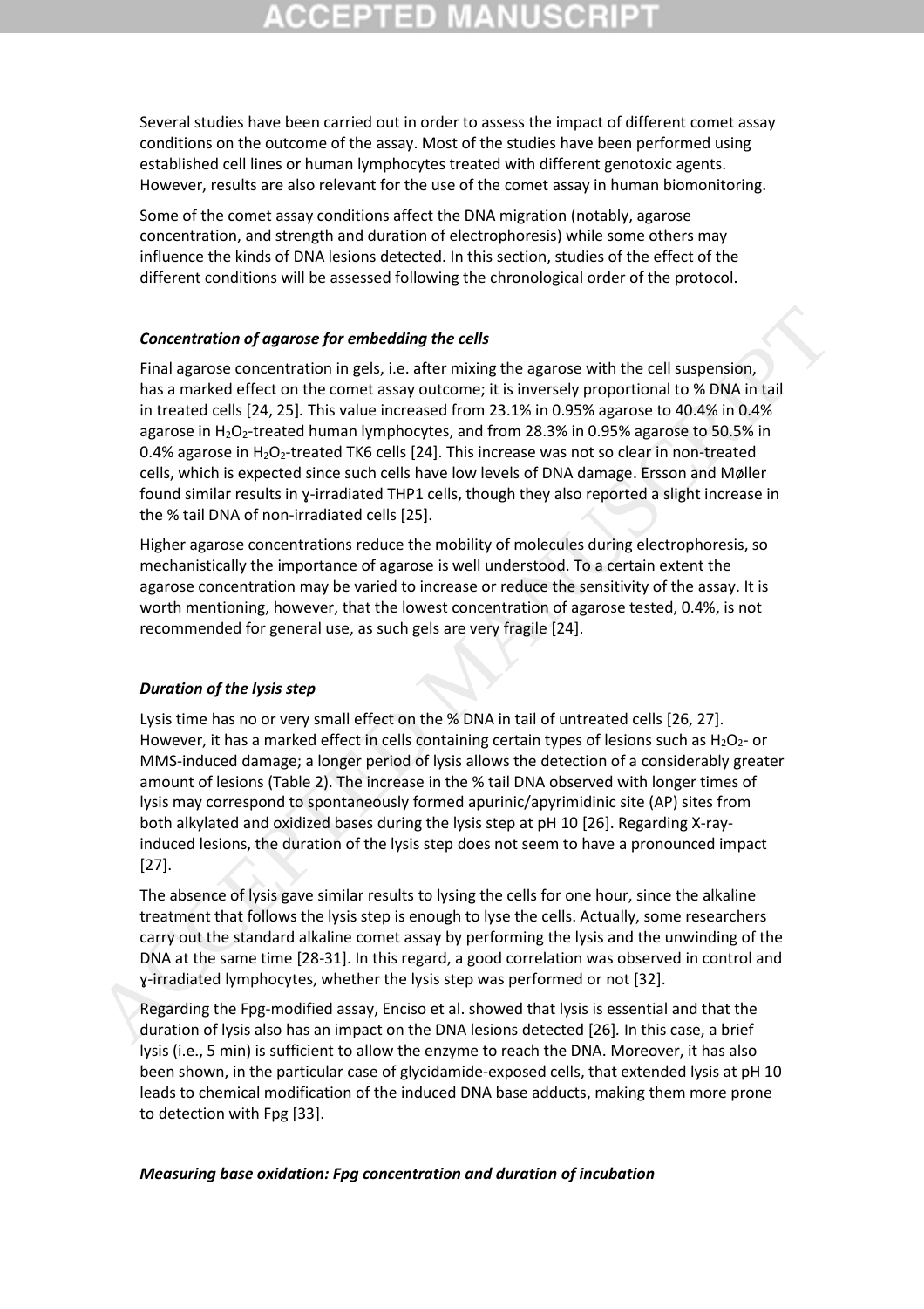Several studies have been carried out in order to assess the impact of different comet assay conditions on the outcome of the assay. Most of the studies have been performed using established cell lines or human lymphocytes treated with different genotoxic agents. However, results are also relevant for the use of the comet assay in human biomonitoring.

Some of the comet assay conditions affect the DNA migration (notably, agarose concentration, and strength and duration of electrophoresis) while some others may influence the kinds of DNA lesions detected. In this section, studies of the effect of the different conditions will be assessed following the chronological order of the protocol.

### *Concentration of agarose for embedding the cells*

Final agarose concentration in gels, i.e. after mixing the agarose with the cell suspension, has a marked effect on the comet assay outcome; it is inversely proportional to % DNA in tail in treated cells [24, 25]. This value increased from 23.1% in 0.95% agarose to 40.4% in 0.4% agarose in $H_2O_2$-treated human lymphocytes, and from 28.3% in 0.95% agarose to 50.5% in 0.4% agarose in $H_2O_2$-treated TK6 cells [24]. This increase was not so clear in non-treated cells, which is expected since such cells have low levels of DNA damage. Ersson and Møller found similar results in ɣ-irradiated THP1 cells, though they also reported a slight increase in the % tail DNA of non-irradiated cells [25].

Higher agarose concentrations reduce the mobility of molecules during electrophoresis, so mechanistically the importance of agarose is well understood. To a certain extent the agarose concentration may be varied to increase or reduce the sensitivity of the assay. It is worth mentioning, however, that the lowest concentration of agarose tested, 0.4%, is not recommended for general use, as such gels are very fragile [24].

### *Duration of the lysis step*

Lysis time has no or very small effect on the % DNA in tail of untreated cells [26, 27]. However, it has a marked effect in cells containing certain types of lesions such as $H_2O_2$- or MMS-induced damage; a longer period of lysis allows the detection of a considerably greater amount of lesions (Table 2). The increase in the % tail DNA observed with longer times of lysis may correspond to spontaneously formed apurinic/apyrimidinic site (AP) sites from both alkylated and oxidized bases during the lysis step at pH 10 [26]. Regarding X-ray-induced lesions, the duration of the lysis step does not seem to have a pronounced impact [27].

The absence of lysis gave similar results to lysing the cells for one hour, since the alkaline treatment that follows the lysis step is enough to lyse the cells. Actually, some researchers carry out the standard alkaline comet assay by performing the lysis and the unwinding of the DNA at the same time [28-31]. In this regard, a good correlation was observed in control and ɣ-irradiated lymphocytes, whether the lysis step was performed or not [32].

Regarding the Fpg-modified assay, Enciso et al. showed that lysis is essential and that the duration of lysis also has an impact on the DNA lesions detected [26]. In this case, a brief lysis (i.e., 5 min) is sufficient to allow the enzyme to reach the DNA. Moreover, it has also been shown, in the particular case of glycidamide-exposed cells, that extended lysis at pH 10 leads to chemical modification of the induced DNA base adducts, making them more prone to detection with Fpg [33].

### *Measuring base oxidation: Fpg concentration and duration of incubation*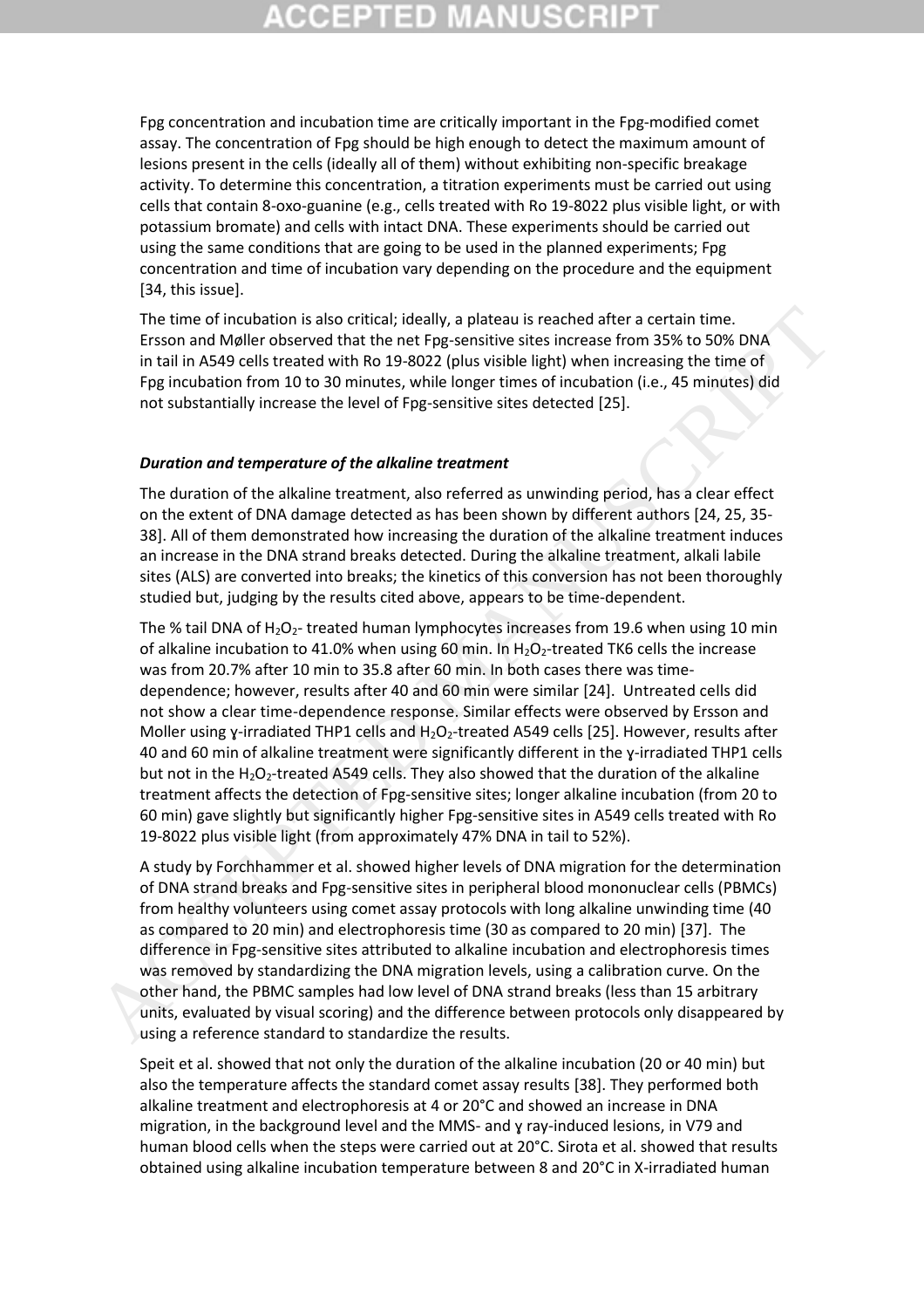Fpg concentration and incubation time are critically important in the Fpg-modified comet assay. The concentration of Fpg should be high enough to detect the maximum amount of lesions present in the cells (ideally all of them) without exhibiting non-specific breakage activity. To determine this concentration, a titration experiments must be carried out using cells that contain 8-oxo-guanine (e.g., cells treated with Ro 19-8022 plus visible light, or with potassium bromate) and cells with intact DNA. These experiments should be carried out using the same conditions that are going to be used in the planned experiments; Fpg concentration and time of incubation vary depending on the procedure and the equipment [34, this issue].

The time of incubation is also critical; ideally, a plateau is reached after a certain time. Ersson and Møller observed that the net Fpg-sensitive sites increase from 35% to 50% DNA in tail in A549 cells treated with Ro 19-8022 (plus visible light) when increasing the time of Fpg incubation from 10 to 30 minutes, while longer times of incubation (i.e., 45 minutes) did not substantially increase the level of Fpg-sensitive sites detected [25].

### *Duration and temperature of the alkaline treatment*

The duration of the alkaline treatment, also referred as unwinding period, has a clear effect on the extent of DNA damage detected as has been shown by different authors [24, 25, 35-38]. All of them demonstrated how increasing the duration of the alkaline treatment induces an increase in the DNA strand breaks detected. During the alkaline treatment, alkali labile sites (ALS) are converted into breaks; the kinetics of this conversion has not been thoroughly studied but, judging by the results cited above, appears to be time-dependent.

The % tail DNA of $H_2O_2$- treated human lymphocytes increases from 19.6 when using 10 min of alkaline incubation to 41.0% when using 60 min. In $H_2O_2$-treated TK6 cells the increase was from 20.7% after 10 min to 35.8 after 60 min. In both cases there was time-dependence; however, results after 40 and 60 min were similar [24]. Untreated cells did not show a clear time-dependence response. Similar effects were observed by Ersson and Moller using ɣ-irradiated THP1 cells and $H_2O_2$-treated A549 cells [25]. However, results after 40 and 60 min of alkaline treatment were significantly different in the ɣ-irradiated THP1 cells but not in the $H_2O_2$-treated A549 cells. They also showed that the duration of the alkaline treatment affects the detection of Fpg-sensitive sites; longer alkaline incubation (from 20 to 60 min) gave slightly but significantly higher Fpg-sensitive sites in A549 cells treated with Ro 19-8022 plus visible light (from approximately 47% DNA in tail to 52%).

A study by Forchhammer et al. showed higher levels of DNA migration for the determination of DNA strand breaks and Fpg-sensitive sites in peripheral blood mononuclear cells (PBMCs) from healthy volunteers using comet assay protocols with long alkaline unwinding time (40 as compared to 20 min) and electrophoresis time (30 as compared to 20 min) [37]. The difference in Fpg-sensitive sites attributed to alkaline incubation and electrophoresis times was removed by standardizing the DNA migration levels, using a calibration curve. On the other hand, the PBMC samples had low level of DNA strand breaks (less than 15 arbitrary units, evaluated by visual scoring) and the difference between protocols only disappeared by using a reference standard to standardize the results.

Speit et al. showed that not only the duration of the alkaline incubation (20 or 40 min) but also the temperature affects the standard comet assay results [38]. They performed both alkaline treatment and electrophoresis at 4 or 20°C and showed an increase in DNA migration, in the background level and the MMS- and ɣ ray-induced lesions, in V79 and human blood cells when the steps were carried out at 20°C. Sirota et al. showed that results obtained using alkaline incubation temperature between 8 and 20°C in X-irradiated human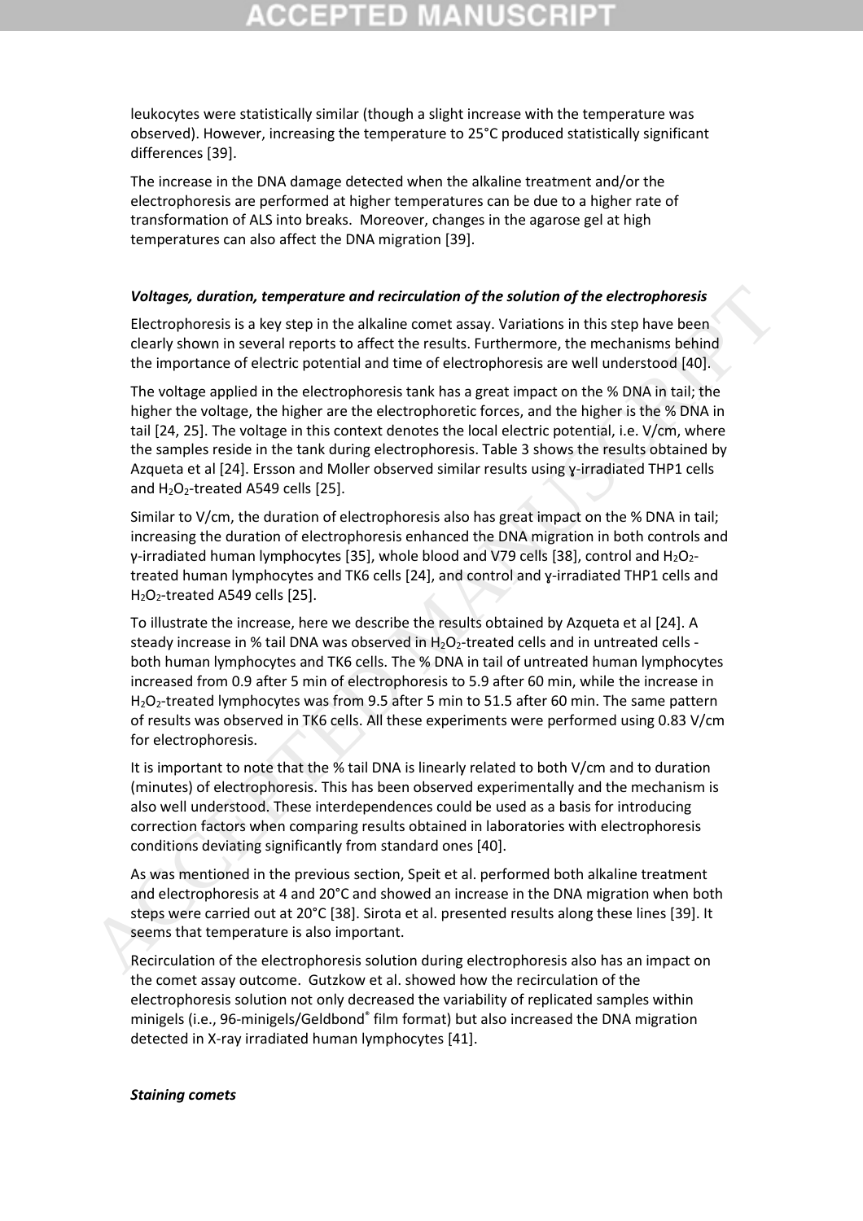leukocytes were statistically similar (though a slight increase with the temperature was observed). However, increasing the temperature to 25°C produced statistically significant differences [39].

The increase in the DNA damage detected when the alkaline treatment and/or the electrophoresis are performed at higher temperatures can be due to a higher rate of transformation of ALS into breaks. Moreover, changes in the agarose gel at high temperatures can also affect the DNA migration [39].

***Voltages, duration, temperature and recirculation of the solution of the electrophoresis***

Electrophoresis is a key step in the alkaline comet assay. Variations in this step have been clearly shown in several reports to affect the results. Furthermore, the mechanisms behind the importance of electric potential and time of electrophoresis are well understood [40].

The voltage applied in the electrophoresis tank has a great impact on the % DNA in tail; the higher the voltage, the higher are the electrophoretic forces, and the higher is the % DNA in tail [24, 25]. The voltage in this context denotes the local electric potential, i.e. V/cm, where the samples reside in the tank during electrophoresis. Table 3 shows the results obtained by Azqueta et al [24]. Ersson and Moller observed similar results using γ-irradiated THP1 cells and $H_2O_2$-treated A549 cells [25].

Similar to V/cm, the duration of electrophoresis also has great impact on the % DNA in tail; increasing the duration of electrophoresis enhanced the DNA migration in both controls and γ-irradiated human lymphocytes [35], whole blood and V79 cells [38], control and $H_2O_2$-treated human lymphocytes and TK6 cells [24], and control and γ-irradiated THP1 cells and $H_2O_2$-treated A549 cells [25].

To illustrate the increase, here we describe the results obtained by Azqueta et al [24]. A steady increase in % tail DNA was observed in $H_2O_2$-treated cells and in untreated cells - both human lymphocytes and TK6 cells. The % DNA in tail of untreated human lymphocytes increased from 0.9 after 5 min of electrophoresis to 5.9 after 60 min, while the increase in $H_2O_2$-treated lymphocytes was from 9.5 after 5 min to 51.5 after 60 min. The same pattern of results was observed in TK6 cells. All these experiments were performed using 0.83 V/cm for electrophoresis.

It is important to note that the % tail DNA is linearly related to both V/cm and to duration (minutes) of electrophoresis. This has been observed experimentally and the mechanism is also well understood. These interdependences could be used as a basis for introducing correction factors when comparing results obtained in laboratories with electrophoresis conditions deviating significantly from standard ones [40].

As was mentioned in the previous section, Speit et al. performed both alkaline treatment and electrophoresis at 4 and 20°C and showed an increase in the DNA migration when both steps were carried out at 20°C [38]. Sirota et al. presented results along these lines [39]. It seems that temperature is also important.

Recirculation of the electrophoresis solution during electrophoresis also has an impact on the comet assay outcome. Gutzkow et al. showed how the recirculation of the electrophoresis solution not only decreased the variability of replicated samples within minigels (i.e., 96-minigels/Geldbond® film format) but also increased the DNA migration detected in X-ray irradiated human lymphocytes [41].

***Staining comets***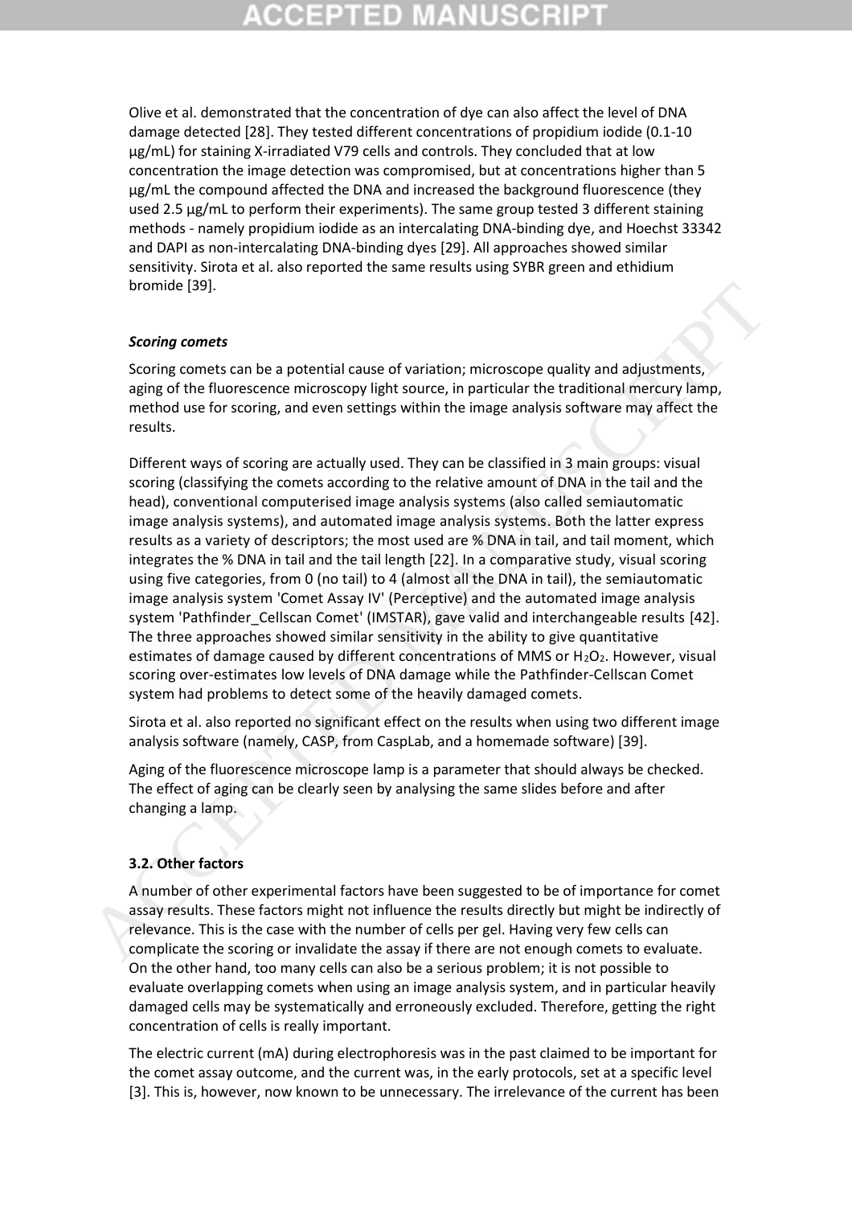Olive et al. demonstrated that the concentration of dye can also affect the level of DNA damage detected [28]. They tested different concentrations of propidium iodide (0.1-10 µg/mL) for staining X-irradiated V79 cells and controls. They concluded that at low concentration the image detection was compromised, but at concentrations higher than 5 µg/mL the compound affected the DNA and increased the background fluorescence (they used 2.5 µg/mL to perform their experiments). The same group tested 3 different staining methods - namely propidium iodide as an intercalating DNA-binding dye, and Hoechst 33342 and DAPI as non-intercalating DNA-binding dyes [29]. All approaches showed similar sensitivity. Sirota et al. also reported the same results using SYBR green and ethidium bromide [39].

***Scoring comets***

Scoring comets can be a potential cause of variation; microscope quality and adjustments, aging of the fluorescence microscopy light source, in particular the traditional mercury lamp, method use for scoring, and even settings within the image analysis software may affect the results.

Different ways of scoring are actually used. They can be classified in 3 main groups: visual scoring (classifying the comets according to the relative amount of DNA in the tail and the head), conventional computerised image analysis systems (also called semiautomatic image analysis systems), and automated image analysis systems. Both the latter express results as a variety of descriptors; the most used are % DNA in tail, and tail moment, which integrates the % DNA in tail and the tail length [22]. In a comparative study, visual scoring using five categories, from 0 (no tail) to 4 (almost all the DNA in tail), the semiautomatic image analysis system 'Comet Assay IV' (Perceptive) and the automated image analysis system 'Pathfinder_Cellscan Comet' (IMSTAR), gave valid and interchangeable results [42]. The three approaches showed similar sensitivity in the ability to give quantitative estimates of damage caused by different concentrations of MMS or $H_2O_2$. However, visual scoring over-estimates low levels of DNA damage while the Pathfinder-Cellscan Comet system had problems to detect some of the heavily damaged comets.

Sirota et al. also reported no significant effect on the results when using two different image analysis software (namely, CASP, from CaspLab, and a homemade software) [39].

Aging of the fluorescence microscope lamp is a parameter that should always be checked. The effect of aging can be clearly seen by analysing the same slides before and after changing a lamp.

### 3.2. Other factors

A number of other experimental factors have been suggested to be of importance for comet assay results. These factors might not influence the results directly but might be indirectly of relevance. This is the case with the number of cells per gel. Having very few cells can complicate the scoring or invalidate the assay if there are not enough comets to evaluate. On the other hand, too many cells can also be a serious problem; it is not possible to evaluate overlapping comets when using an image analysis system, and in particular heavily damaged cells may be systematically and erroneously excluded. Therefore, getting the right concentration of cells is really important.

The electric current (mA) during electrophoresis was in the past claimed to be important for the comet assay outcome, and the current was, in the early protocols, set at a specific level [3]. This is, however, now known to be unnecessary. The irrelevance of the current has been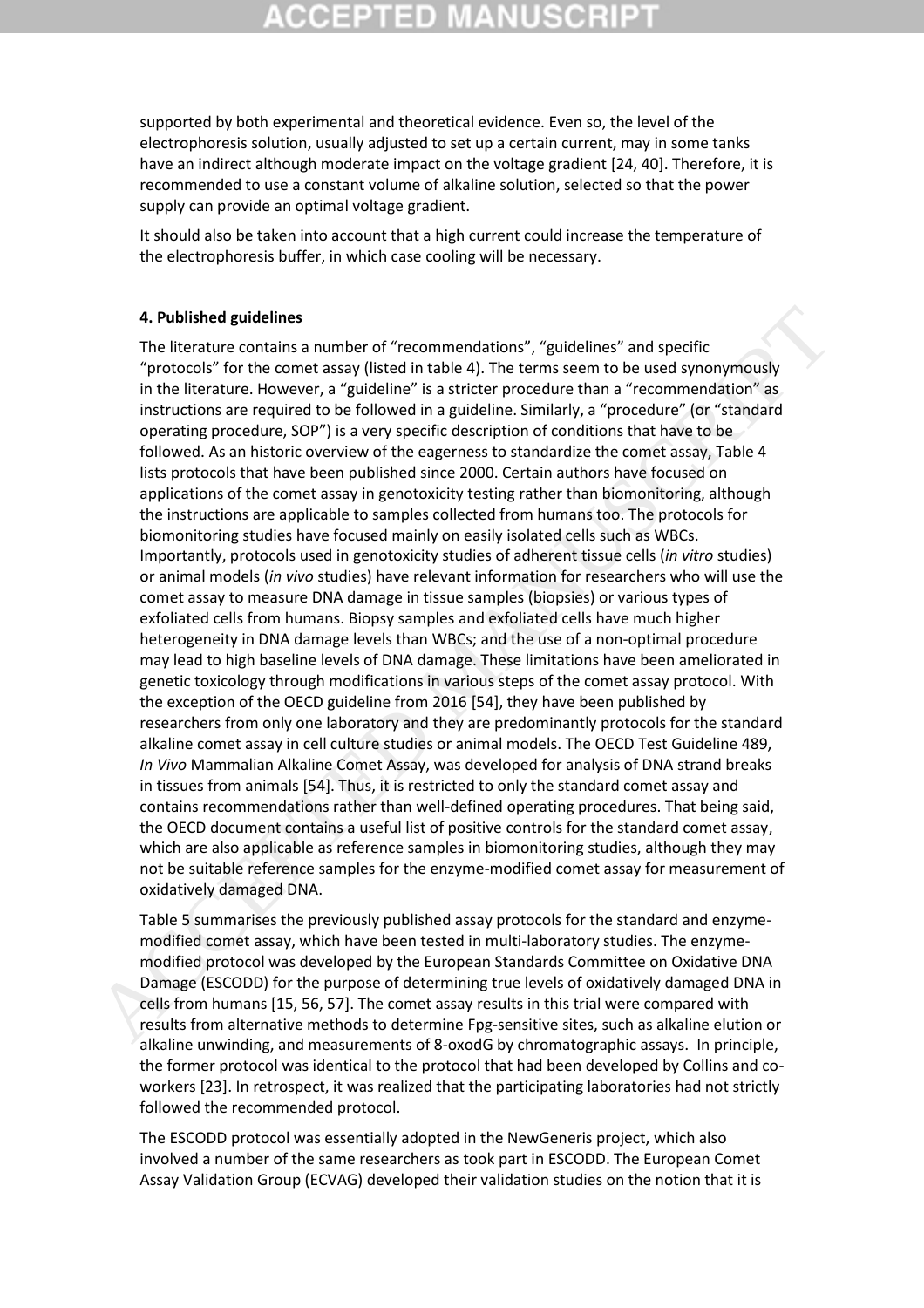supported by both experimental and theoretical evidence. Even so, the level of the electrophoresis solution, usually adjusted to set up a certain current, may in some tanks have an indirect although moderate impact on the voltage gradient [24, 40]. Therefore, it is recommended to use a constant volume of alkaline solution, selected so that the power supply can provide an optimal voltage gradient.

It should also be taken into account that a high current could increase the temperature of the electrophoresis buffer, in which case cooling will be necessary.

**4. Published guidelines**

The literature contains a number of "recommendations", "guidelines" and specific "protocols" for the comet assay (listed in table 4). The terms seem to be used synonymously in the literature. However, a "guideline" is a stricter procedure than a "recommendation" as instructions are required to be followed in a guideline. Similarly, a "procedure" (or "standard operating procedure, SOP") is a very specific description of conditions that have to be followed. As an historic overview of the eagerness to standardize the comet assay, Table 4 lists protocols that have been published since 2000. Certain authors have focused on applications of the comet assay in genotoxicity testing rather than biomonitoring, although the instructions are applicable to samples collected from humans too. The protocols for biomonitoring studies have focused mainly on easily isolated cells such as WBCs. Importantly, protocols used in genotoxicity studies of adherent tissue cells (*in vitro* studies) or animal models (*in vivo* studies) have relevant information for researchers who will use the comet assay to measure DNA damage in tissue samples (biopsies) or various types of exfoliated cells from humans. Biopsy samples and exfoliated cells have much higher heterogeneity in DNA damage levels than WBCs; and the use of a non-optimal procedure may lead to high baseline levels of DNA damage. These limitations have been ameliorated in genetic toxicology through modifications in various steps of the comet assay protocol. With the exception of the OECD guideline from 2016 [54], they have been published by researchers from only one laboratory and they are predominantly protocols for the standard alkaline comet assay in cell culture studies or animal models. The OECD Test Guideline 489, *In Vivo* Mammalian Alkaline Comet Assay, was developed for analysis of DNA strand breaks in tissues from animals [54]. Thus, it is restricted to only the standard comet assay and contains recommendations rather than well-defined operating procedures. That being said, the OECD document contains a useful list of positive controls for the standard comet assay, which are also applicable as reference samples in biomonitoring studies, although they may not be suitable reference samples for the enzyme-modified comet assay for measurement of oxidatively damaged DNA.

Table 5 summarises the previously published assay protocols for the standard and enzyme-modified comet assay, which have been tested in multi-laboratory studies. The enzyme-modified protocol was developed by the European Standards Committee on Oxidative DNA Damage (ESCODD) for the purpose of determining true levels of oxidatively damaged DNA in cells from humans [15, 56, 57]. The comet assay results in this trial were compared with results from alternative methods to determine Fpg-sensitive sites, such as alkaline elution or alkaline unwinding, and measurements of 8-oxodG by chromatographic assays. In principle, the former protocol was identical to the protocol that had been developed by Collins and co-workers [23]. In retrospect, it was realized that the participating laboratories had not strictly followed the recommended protocol.

The ESCODD protocol was essentially adopted in the NewGeneris project, which also involved a number of the same researchers as took part in ESCODD. The European Comet Assay Validation Group (ECVAG) developed their validation studies on the notion that it is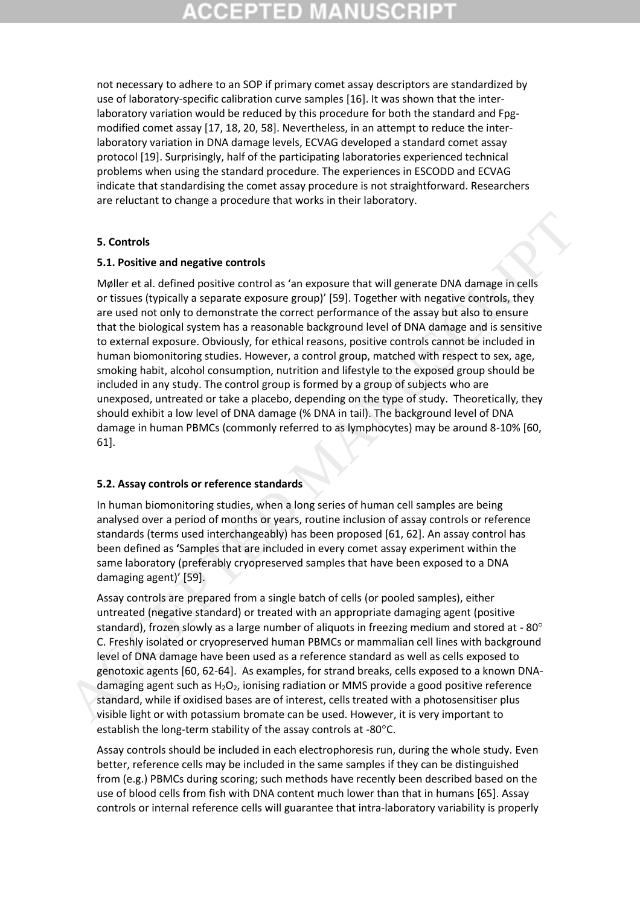not necessary to adhere to an SOP if primary comet assay descriptors are standardized by use of laboratory-specific calibration curve samples [16]. It was shown that the inter-laboratory variation would be reduced by this procedure for both the standard and Fpg-modified comet assay [17, 18, 20, 58]. Nevertheless, in an attempt to reduce the inter-laboratory variation in DNA damage levels, ECVAG developed a standard comet assay protocol [19]. Surprisingly, half of the participating laboratories experienced technical problems when using the standard procedure. The experiences in ESCODD and ECVAG indicate that standardising the comet assay procedure is not straightforward. Researchers are reluctant to change a procedure that works in their laboratory.

## 5. Controls

### 5.1. Positive and negative controls

Møller et al. defined positive control as 'an exposure that will generate DNA damage in cells or tissues (typically a separate exposure group)' [59]. Together with negative controls, they are used not only to demonstrate the correct performance of the assay but also to ensure that the biological system has a reasonable background level of DNA damage and is sensitive to external exposure. Obviously, for ethical reasons, positive controls cannot be included in human biomonitoring studies. However, a control group, matched with respect to sex, age, smoking habit, alcohol consumption, nutrition and lifestyle to the exposed group should be included in any study. The control group is formed by a group of subjects who are unexposed, untreated or take a placebo, depending on the type of study. Theoretically, they should exhibit a low level of DNA damage (% DNA in tail). The background level of DNA damage in human PBMCs (commonly referred to as lymphocytes) may be around 8-10% [60, 61].

### 5.2. Assay controls or reference standards

In human biomonitoring studies, when a long series of human cell samples are being analysed over a period of months or years, routine inclusion of assay controls or reference standards (terms used interchangeably) has been proposed [61, 62]. An assay control has been defined as **'**Samples that are included in every comet assay experiment within the same laboratory (preferably cryopreserved samples that have been exposed to a DNA damaging agent)' [59].

Assay controls are prepared from a single batch of cells (or pooled samples), either untreated (negative standard) or treated with an appropriate damaging agent (positive standard), frozen slowly as a large number of aliquots in freezing medium and stored at - 80° C. Freshly isolated or cryopreserved human PBMCs or mammalian cell lines with background level of DNA damage have been used as a reference standard as well as cells exposed to genotoxic agents [60, 62-64]. As examples, for strand breaks, cells exposed to a known DNA-damaging agent such as $H_2O_2$, ionising radiation or MMS provide a good positive reference standard, while if oxidised bases are of interest, cells treated with a photosensitiser plus visible light or with potassium bromate can be used. However, it is very important to establish the long-term stability of the assay controls at -80°C.

Assay controls should be included in each electrophoresis run, during the whole study. Even better, reference cells may be included in the same samples if they can be distinguished from (e.g.) PBMCs during scoring; such methods have recently been described based on the use of blood cells from fish with DNA content much lower than that in humans [65]. Assay controls or internal reference cells will guarantee that intra-laboratory variability is properly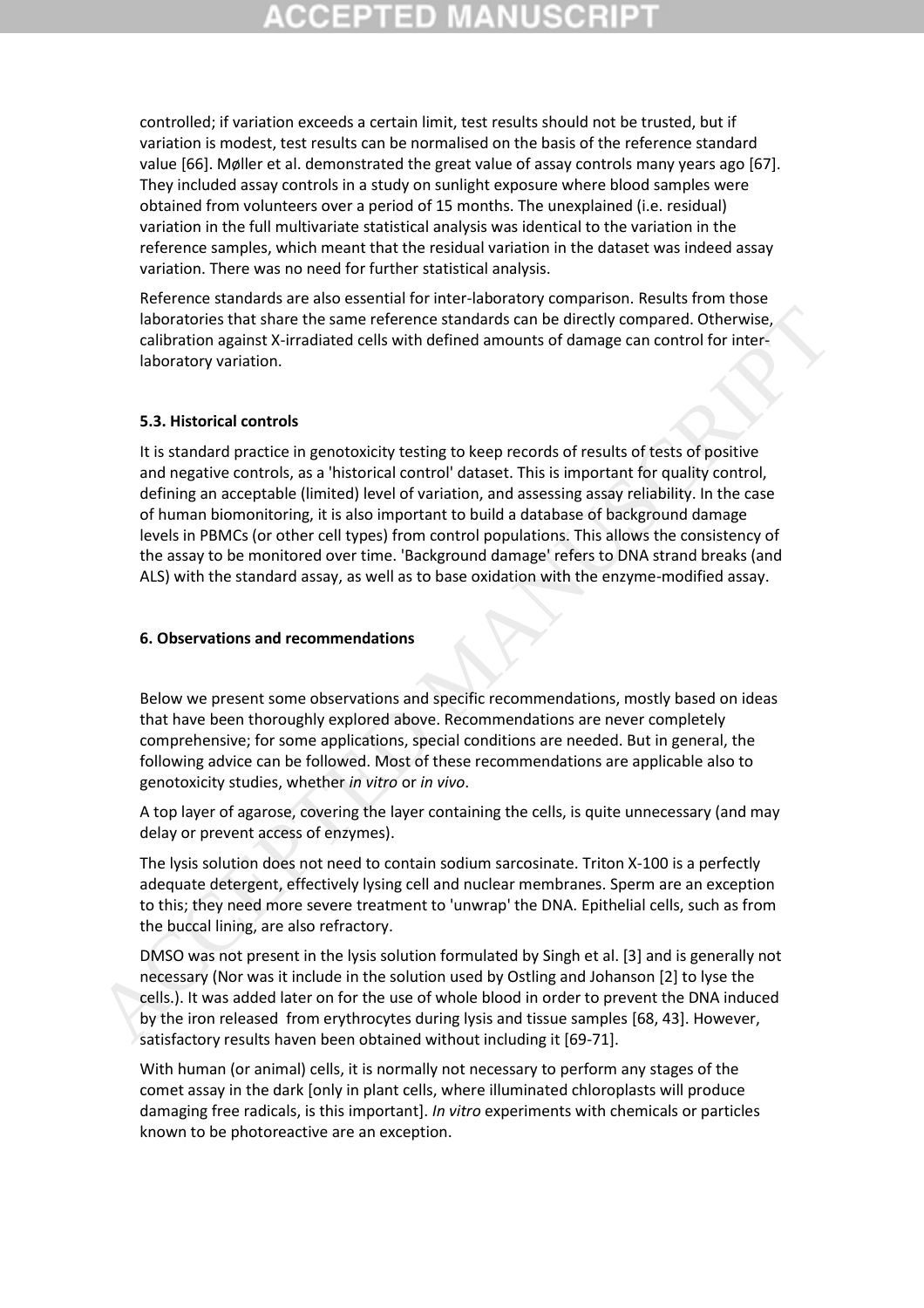controlled; if variation exceeds a certain limit, test results should not be trusted, but if variation is modest, test results can be normalised on the basis of the reference standard value [66]. Møller et al. demonstrated the great value of assay controls many years ago [67]. They included assay controls in a study on sunlight exposure where blood samples were obtained from volunteers over a period of 15 months. The unexplained (i.e. residual) variation in the full multivariate statistical analysis was identical to the variation in the reference samples, which meant that the residual variation in the dataset was indeed assay variation. There was no need for further statistical analysis.

Reference standards are also essential for inter-laboratory comparison. Results from those laboratories that share the same reference standards can be directly compared. Otherwise, calibration against X-irradiated cells with defined amounts of damage can control for inter-laboratory variation.

### 5.3. Historical controls

It is standard practice in genotoxicity testing to keep records of results of tests of positive and negative controls, as a 'historical control' dataset. This is important for quality control, defining an acceptable (limited) level of variation, and assessing assay reliability. In the case of human biomonitoring, it is also important to build a database of background damage levels in PBMCs (or other cell types) from control populations. This allows the consistency of the assay to be monitored over time. 'Background damage' refers to DNA strand breaks (and ALS) with the standard assay, as well as to base oxidation with the enzyme-modified assay.

## 6. Observations and recommendations

Below we present some observations and specific recommendations, mostly based on ideas that have been thoroughly explored above. Recommendations are never completely comprehensive; for some applications, special conditions are needed. But in general, the following advice can be followed. Most of these recommendations are applicable also to genotoxicity studies, whether *in vitro* or *in vivo*.

A top layer of agarose, covering the layer containing the cells, is quite unnecessary (and may delay or prevent access of enzymes).

The lysis solution does not need to contain sodium sarcosinate. Triton X-100 is a perfectly adequate detergent, effectively lysing cell and nuclear membranes. Sperm are an exception to this; they need more severe treatment to 'unwrap' the DNA. Epithelial cells, such as from the buccal lining, are also refractory.

DMSO was not present in the lysis solution formulated by Singh et al. [3] and is generally not necessary (Nor was it include in the solution used by Ostling and Johanson [2] to lyse the cells.). It was added later on for the use of whole blood in order to prevent the DNA induced by the iron released from erythrocytes during lysis and tissue samples [68, 43]. However, satisfactory results haven been obtained without including it [69-71].

With human (or animal) cells, it is normally not necessary to perform any stages of the comet assay in the dark [only in plant cells, where illuminated chloroplasts will produce damaging free radicals, is this important]. *In vitro* experiments with chemicals or particles known to be photoreactive are an exception.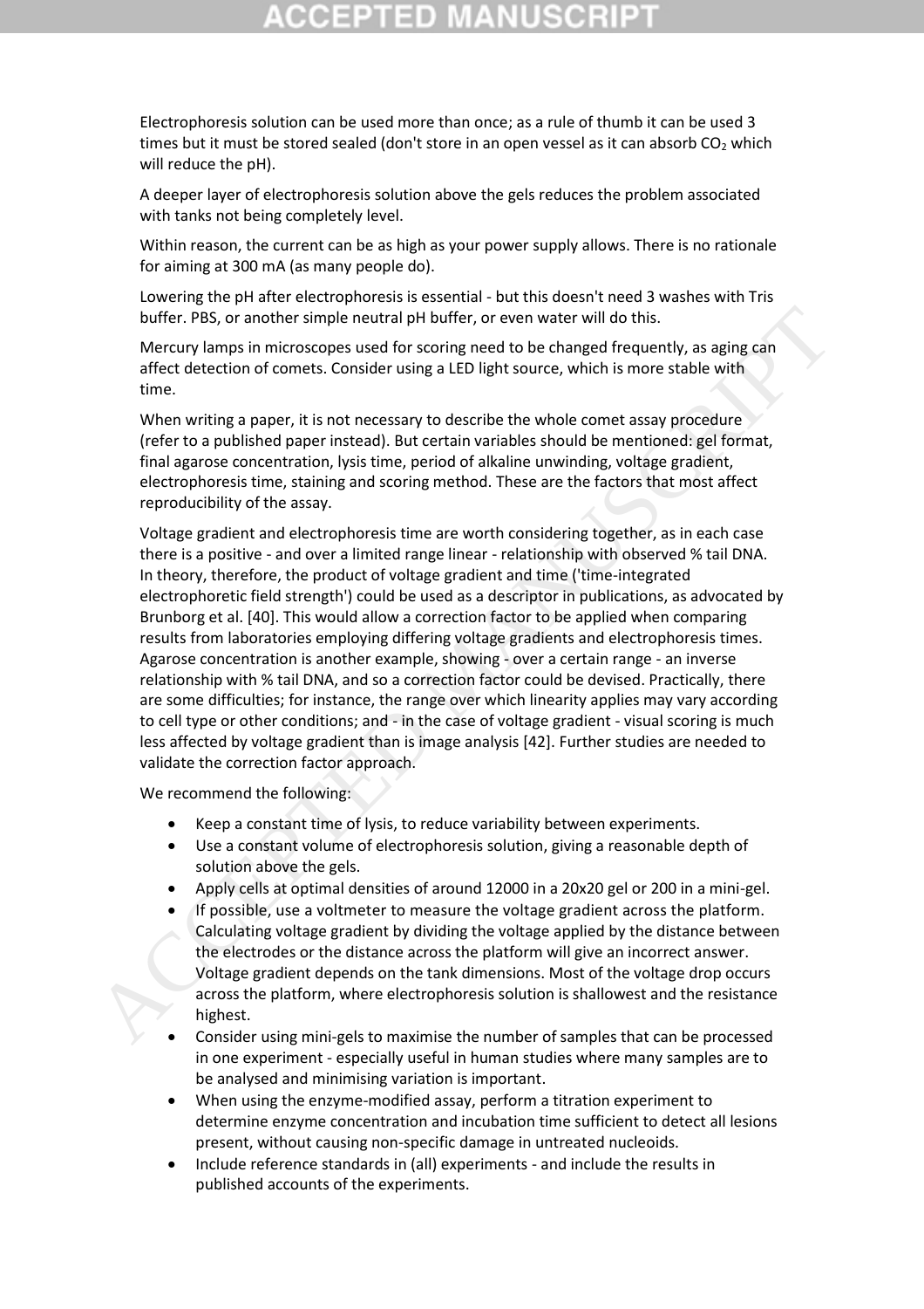Electrophoresis solution can be used more than once; as a rule of thumb it can be used 3 times but it must be stored sealed (don't store in an open vessel as it can absorb $CO_2$ which will reduce the pH).

A deeper layer of electrophoresis solution above the gels reduces the problem associated with tanks not being completely level.

Within reason, the current can be as high as your power supply allows. There is no rationale for aiming at 300 mA (as many people do).

Lowering the pH after electrophoresis is essential - but this doesn't need 3 washes with Tris buffer. PBS, or another simple neutral pH buffer, or even water will do this.

Mercury lamps in microscopes used for scoring need to be changed frequently, as aging can affect detection of comets. Consider using a LED light source, which is more stable with time.

When writing a paper, it is not necessary to describe the whole comet assay procedure (refer to a published paper instead). But certain variables should be mentioned: gel format, final agarose concentration, lysis time, period of alkaline unwinding, voltage gradient, electrophoresis time, staining and scoring method. These are the factors that most affect reproducibility of the assay.

Voltage gradient and electrophoresis time are worth considering together, as in each case there is a positive - and over a limited range linear - relationship with observed % tail DNA. In theory, therefore, the product of voltage gradient and time ('time-integrated electrophoretic field strength') could be used as a descriptor in publications, as advocated by Brunborg et al. [40]. This would allow a correction factor to be applied when comparing results from laboratories employing differing voltage gradients and electrophoresis times. Agarose concentration is another example, showing - over a certain range - an inverse relationship with % tail DNA, and so a correction factor could be devised. Practically, there are some difficulties; for instance, the range over which linearity applies may vary according to cell type or other conditions; and - in the case of voltage gradient - visual scoring is much less affected by voltage gradient than is image analysis [42]. Further studies are needed to validate the correction factor approach.

We recommend the following:

- Keep a constant time of lysis, to reduce variability between experiments.
- Use a constant volume of electrophoresis solution, giving a reasonable depth of solution above the gels.
- Apply cells at optimal densities of around 12000 in a 20x20 gel or 200 in a mini-gel.
- If possible, use a voltmeter to measure the voltage gradient across the platform. Calculating voltage gradient by dividing the voltage applied by the distance between the electrodes or the distance across the platform will give an incorrect answer. Voltage gradient depends on the tank dimensions. Most of the voltage drop occurs across the platform, where electrophoresis solution is shallowest and the resistance highest.
- Consider using mini-gels to maximise the number of samples that can be processed in one experiment - especially useful in human studies where many samples are to be analysed and minimising variation is important.
- When using the enzyme-modified assay, perform a titration experiment to determine enzyme concentration and incubation time sufficient to detect all lesions present, without causing non-specific damage in untreated nucleoids.
- Include reference standards in (all) experiments - and include the results in published accounts of the experiments.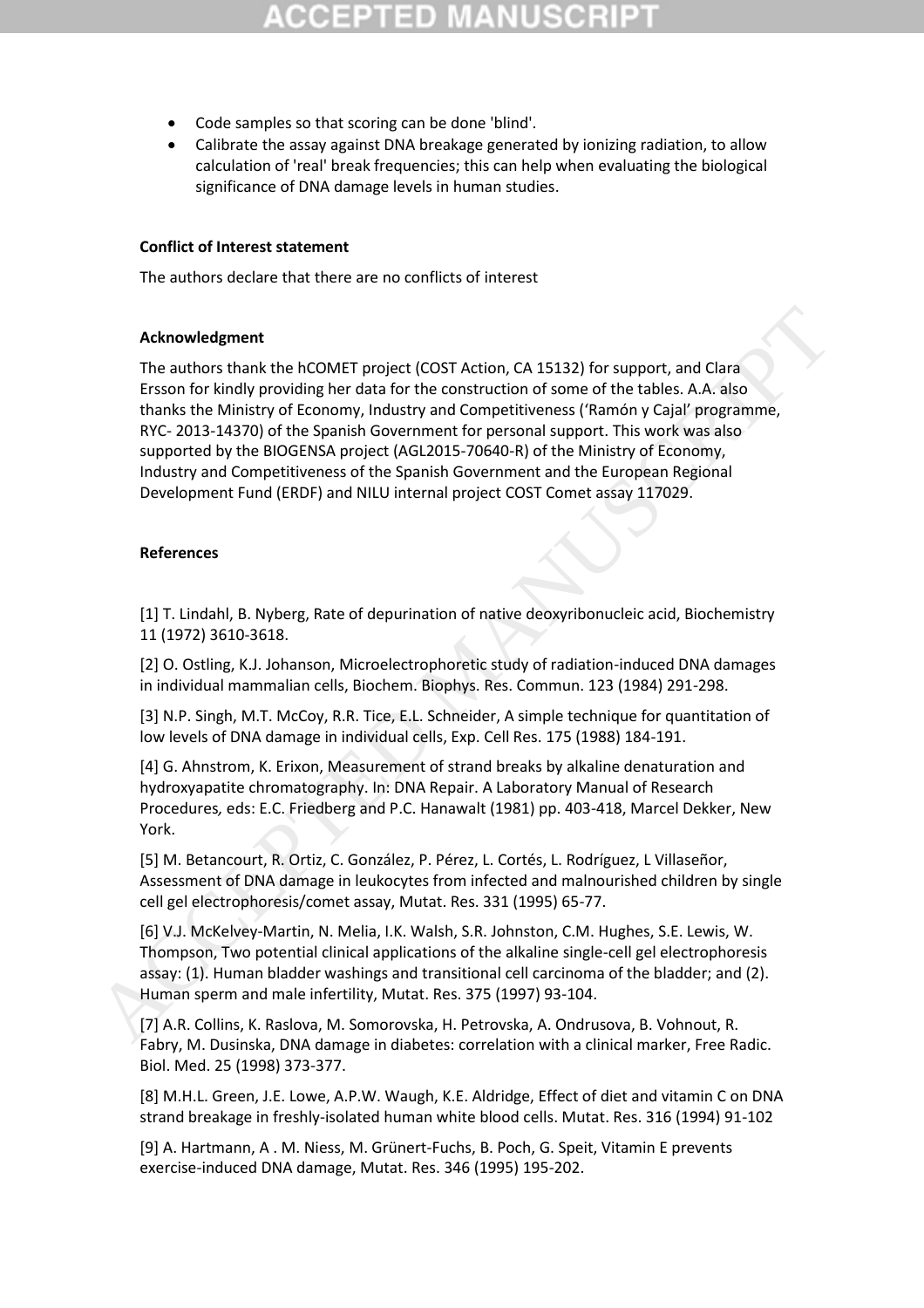- Code samples so that scoring can be done 'blind'.
- Calibrate the assay against DNA breakage generated by ionizing radiation, to allow calculation of 'real' break frequencies; this can help when evaluating the biological significance of DNA damage levels in human studies.

**Conflict of Interest statement**

The authors declare that there are no conflicts of interest

**Acknowledgment**

The authors thank the hCOMET project (COST Action, CA 15132) for support, and Clara Ersson for kindly providing her data for the construction of some of the tables. A.A. also thanks the Ministry of Economy, Industry and Competitiveness ('Ramón y Cajal' programme, RYC- 2013-14370) of the Spanish Government for personal support. This work was also supported by the BIOGENSA project (AGL2015-70640-R) of the Ministry of Economy, Industry and Competitiveness of the Spanish Government and the European Regional Development Fund (ERDF) and NILU internal project COST Comet assay 117029.

**References**

[1] T. Lindahl, B. Nyberg, Rate of depurination of native deoxyribonucleic acid, Biochemistry 11 (1972) 3610-3618.

[2] O. Ostling, K.J. Johanson, Microelectrophoretic study of radiation-induced DNA damages in individual mammalian cells, Biochem. Biophys. Res. Commun. 123 (1984) 291-298.

[3] N.P. Singh, M.T. McCoy, R.R. Tice, E.L. Schneider, A simple technique for quantitation of low levels of DNA damage in individual cells, Exp. Cell Res. 175 (1988) 184-191.

[4] G. Ahnstrom, K. Erixon, Measurement of strand breaks by alkaline denaturation and hydroxyapatite chromatography. In: DNA Repair. A Laboratory Manual of Research Procedures*,* eds: E.C. Friedberg and P.C. Hanawalt (1981) pp. 403-418, Marcel Dekker, New York.

[5] M. Betancourt, R. Ortiz, C. González, P. Pérez, L. Cortés, L. Rodríguez, L Villaseñor, Assessment of DNA damage in leukocytes from infected and malnourished children by single cell gel electrophoresis/comet assay, Mutat. Res. 331 (1995) 65-77.

[6] V.J. McKelvey-Martin, N. Melia, I.K. Walsh, S.R. Johnston, C.M. Hughes, S.E. Lewis, W. Thompson, Two potential clinical applications of the alkaline single-cell gel electrophoresis assay: (1). Human bladder washings and transitional cell carcinoma of the bladder; and (2). Human sperm and male infertility, Mutat. Res. 375 (1997) 93-104.

[7] A.R. Collins, K. Raslova, M. Somorovska, H. Petrovska, A. Ondrusova, B. Vohnout, R. Fabry, M. Dusinska, DNA damage in diabetes: correlation with a clinical marker, Free Radic. Biol. Med. 25 (1998) 373-377.

[8] M.H.L. Green, J.E. Lowe, A.P.W. Waugh, K.E. Aldridge, Effect of diet and vitamin C on DNA strand breakage in freshly-isolated human white blood cells. Mutat. Res. 316 (1994) 91-102

[9] A. Hartmann, A . M. Niess, M. Grünert-Fuchs, B. Poch, G. Speit, Vitamin E prevents exercise-induced DNA damage, Mutat. Res. 346 (1995) 195-202.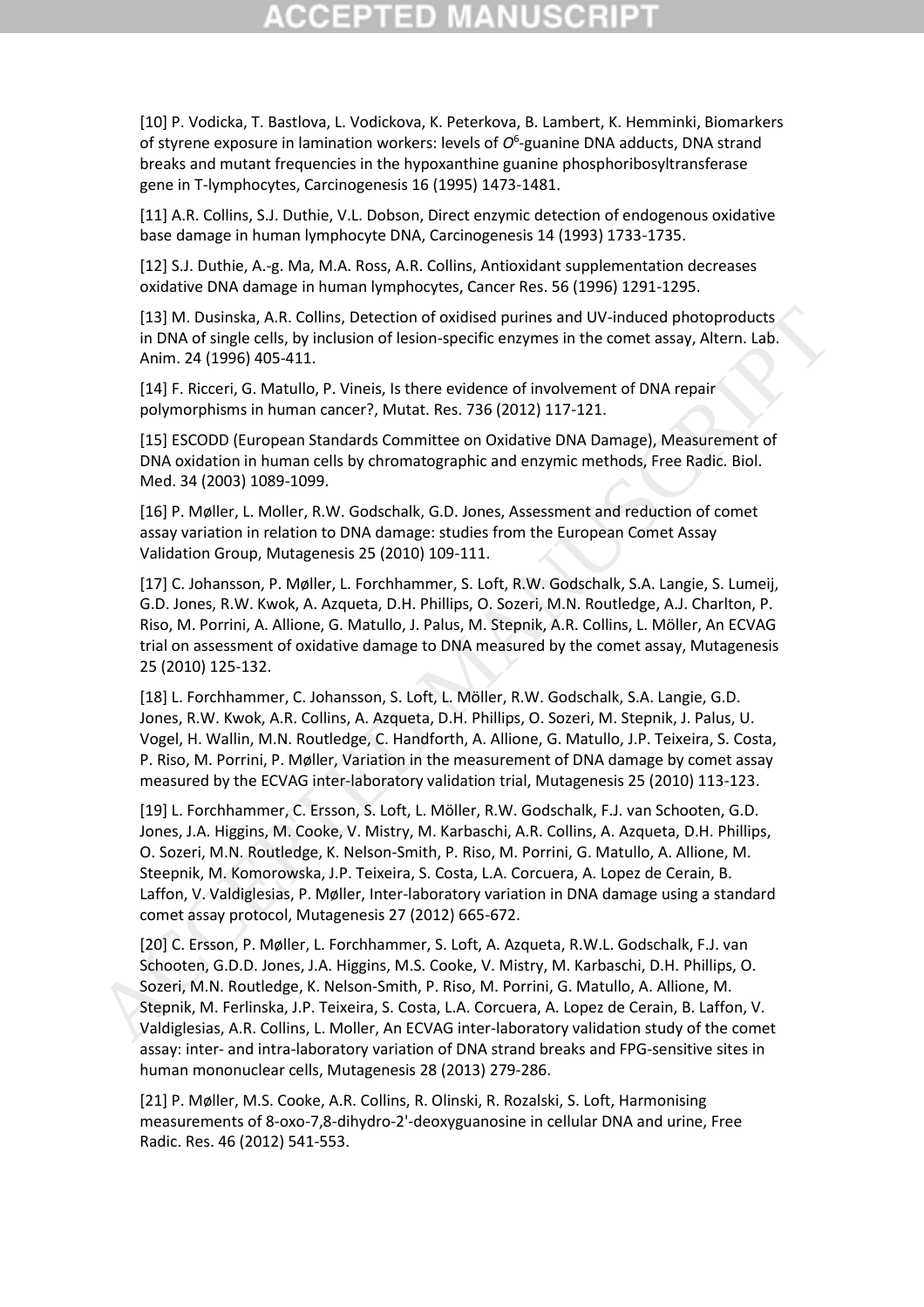[10] P. Vodicka, T. Bastlova, L. Vodickova, K. Peterkova, B. Lambert, K. Hemminki, Biomarkers of styrene exposure in lamination workers: levels of $O^6$-guanine DNA adducts, DNA strand breaks and mutant frequencies in the hypoxanthine guanine phosphoribosyltransferase gene in T-lymphocytes, Carcinogenesis 16 (1995) 1473-1481.

[11] A.R. Collins, S.J. Duthie, V.L. Dobson, Direct enzymic detection of endogenous oxidative base damage in human lymphocyte DNA, Carcinogenesis 14 (1993) 1733-1735.

[12] S.J. Duthie, A.-g. Ma, M.A. Ross, A.R. Collins, Antioxidant supplementation decreases oxidative DNA damage in human lymphocytes, Cancer Res. 56 (1996) 1291-1295.

[13] M. Dusinska, A.R. Collins, Detection of oxidised purines and UV-induced photoproducts in DNA of single cells, by inclusion of lesion-specific enzymes in the comet assay, Altern. Lab. Anim. 24 (1996) 405-411.

[14] F. Ricceri, G. Matullo, P. Vineis, Is there evidence of involvement of DNA repair polymorphisms in human cancer?, Mutat. Res. 736 (2012) 117-121.

[15] ESCODD (European Standards Committee on Oxidative DNA Damage), Measurement of DNA oxidation in human cells by chromatographic and enzymic methods, Free Radic. Biol. Med. 34 (2003) 1089-1099.

[16] P. Møller, L. Moller, R.W. Godschalk, G.D. Jones, Assessment and reduction of comet assay variation in relation to DNA damage: studies from the European Comet Assay Validation Group, Mutagenesis 25 (2010) 109-111.

[17] C. Johansson, P. Møller, L. Forchhammer, S. Loft, R.W. Godschalk, S.A. Langie, S. Lumeij, G.D. Jones, R.W. Kwok, A. Azqueta, D.H. Phillips, O. Sozeri, M.N. Routledge, A.J. Charlton, P. Riso, M. Porrini, A. Allione, G. Matullo, J. Palus, M. Stepnik, A.R. Collins, L. Möller, An ECVAG trial on assessment of oxidative damage to DNA measured by the comet assay, Mutagenesis 25 (2010) 125-132.

[18] L. Forchhammer, C. Johansson, S. Loft, L. Möller, R.W. Godschalk, S.A. Langie, G.D. Jones, R.W. Kwok, A.R. Collins, A. Azqueta, D.H. Phillips, O. Sozeri, M. Stepnik, J. Palus, U. Vogel, H. Wallin, M.N. Routledge, C. Handforth, A. Allione, G. Matullo, J.P. Teixeira, S. Costa, P. Riso, M. Porrini, P. Møller, Variation in the measurement of DNA damage by comet assay measured by the ECVAG inter-laboratory validation trial, Mutagenesis 25 (2010) 113-123.

[19] L. Forchhammer, C. Ersson, S. Loft, L. Möller, R.W. Godschalk, F.J. van Schooten, G.D. Jones, J.A. Higgins, M. Cooke, V. Mistry, M. Karbaschi, A.R. Collins, A. Azqueta, D.H. Phillips, O. Sozeri, M.N. Routledge, K. Nelson-Smith, P. Riso, M. Porrini, G. Matullo, A. Allione, M. Steepnik, M. Komorowska, J.P. Teixeira, S. Costa, L.A. Corcuera, A. Lopez de Cerain, B. Laffon, V. Valdiglesias, P. Møller, Inter-laboratory variation in DNA damage using a standard comet assay protocol, Mutagenesis 27 (2012) 665-672.

[20] C. Ersson, P. Møller, L. Forchhammer, S. Loft, A. Azqueta, R.W.L. Godschalk, F.J. van Schooten, G.D.D. Jones, J.A. Higgins, M.S. Cooke, V. Mistry, M. Karbaschi, D.H. Phillips, O. Sozeri, M.N. Routledge, K. Nelson-Smith, P. Riso, M. Porrini, G. Matullo, A. Allione, M. Stepnik, M. Ferlinska, J.P. Teixeira, S. Costa, L.A. Corcuera, A. Lopez de Cerain, B. Laffon, V. Valdiglesias, A.R. Collins, L. Moller, An ECVAG inter-laboratory validation study of the comet assay: inter- and intra-laboratory variation of DNA strand breaks and FPG-sensitive sites in human mononuclear cells, Mutagenesis 28 (2013) 279-286.

[21] P. Møller, M.S. Cooke, A.R. Collins, R. Olinski, R. Rozalski, S. Loft, Harmonising measurements of 8-oxo-7,8-dihydro-2'-deoxyguanosine in cellular DNA and urine, Free Radic. Res. 46 (2012) 541-553.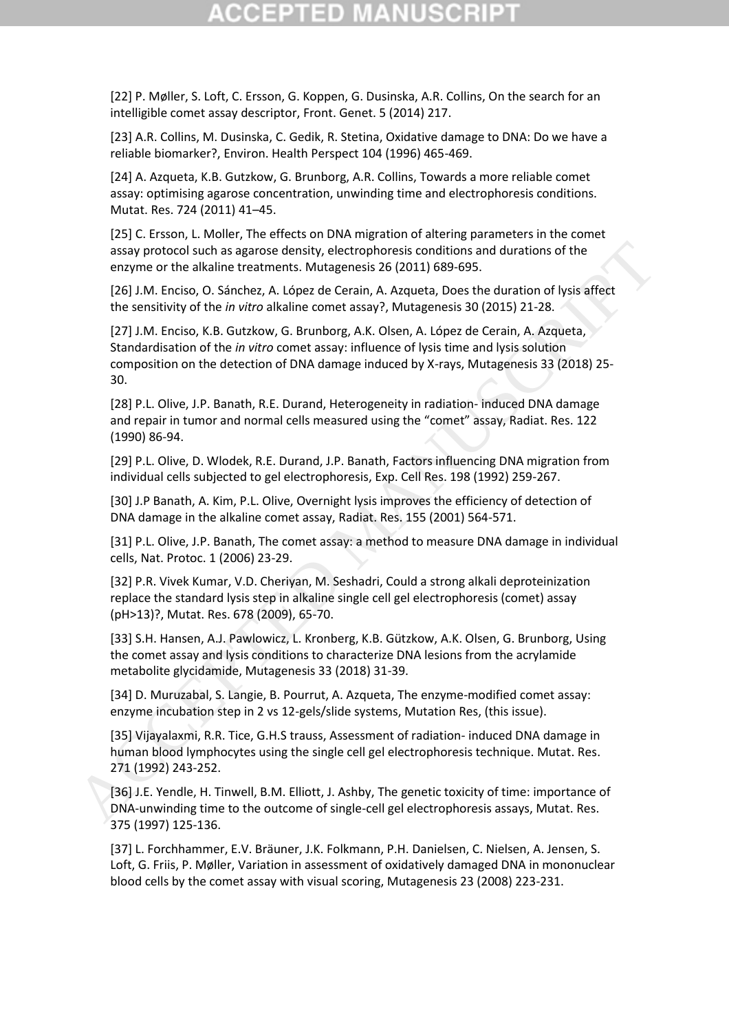[22] P. Møller, S. Loft, C. Ersson, G. Koppen, G. Dusinska, A.R. Collins, On the search for an intelligible comet assay descriptor, Front. Genet. 5 (2014) 217.

[23] A.R. Collins, M. Dusinska, C. Gedik, R. Stetina, Oxidative damage to DNA: Do we have a reliable biomarker?, Environ. Health Perspect 104 (1996) 465-469.

[24] A. Azqueta, K.B. Gutzkow, G. Brunborg, A.R. Collins, Towards a more reliable comet assay: optimising agarose concentration, unwinding time and electrophoresis conditions. Mutat. Res. 724 (2011) 41–45.

[25] C. Ersson, L. Moller, The effects on DNA migration of altering parameters in the comet assay protocol such as agarose density, electrophoresis conditions and durations of the enzyme or the alkaline treatments. Mutagenesis 26 (2011) 689-695.

[26] J.M. Enciso, O. Sánchez, A. López de Cerain, A. Azqueta, Does the duration of lysis affect the sensitivity of the *in vitro* alkaline comet assay?, Mutagenesis 30 (2015) 21-28.

[27] J.M. Enciso, K.B. Gutzkow, G. Brunborg, A.K. Olsen, A. López de Cerain, A. Azqueta, Standardisation of the *in vitro* comet assay: influence of lysis time and lysis solution composition on the detection of DNA damage induced by X-rays, Mutagenesis 33 (2018) 25-30.

[28] P.L. Olive, J.P. Banath, R.E. Durand, Heterogeneity in radiation- induced DNA damage and repair in tumor and normal cells measured using the "comet" assay, Radiat. Res. 122 (1990) 86-94.

[29] P.L. Olive, D. Wlodek, R.E. Durand, J.P. Banath, Factors influencing DNA migration from individual cells subjected to gel electrophoresis, Exp. Cell Res. 198 (1992) 259-267.

[30] J.P Banath, A. Kim, P.L. Olive, Overnight lysis improves the efficiency of detection of DNA damage in the alkaline comet assay, Radiat. Res. 155 (2001) 564-571.

[31] P.L. Olive, J.P. Banath, The comet assay: a method to measure DNA damage in individual cells, Nat. Protoc. 1 (2006) 23-29.

[32] P.R. Vivek Kumar, V.D. Cheriyan, M. Seshadri, Could a strong alkali deproteinization replace the standard lysis step in alkaline single cell gel electrophoresis (comet) assay (pH>13)?, Mutat. Res. 678 (2009), 65-70.

[33] S.H. Hansen, A.J. Pawlowicz, L. Kronberg, K.B. Gützkow, A.K. Olsen, G. Brunborg, Using the comet assay and lysis conditions to characterize DNA lesions from the acrylamide metabolite glycidamide, Mutagenesis 33 (2018) 31-39.

[34] D. Muruzabal, S. Langie, B. Pourrut, A. Azqueta, The enzyme-modified comet assay: enzyme incubation step in 2 vs 12-gels/slide systems, Mutation Res, (this issue).

[35] Vijayalaxmi, R.R. Tice, G.H.S trauss, Assessment of radiation- induced DNA damage in human blood lymphocytes using the single cell gel electrophoresis technique. Mutat. Res. 271 (1992) 243-252.

[36] J.E. Yendle, H. Tinwell, B.M. Elliott, J. Ashby, The genetic toxicity of time: importance of DNA-unwinding time to the outcome of single-cell gel electrophoresis assays, Mutat. Res. 375 (1997) 125-136.

[37] L. Forchhammer, E.V. Bräuner, J.K. Folkmann, P.H. Danielsen, C. Nielsen, A. Jensen, S. Loft, G. Friis, P. Møller, Variation in assessment of oxidatively damaged DNA in mononuclear blood cells by the comet assay with visual scoring, Mutagenesis 23 (2008) 223-231.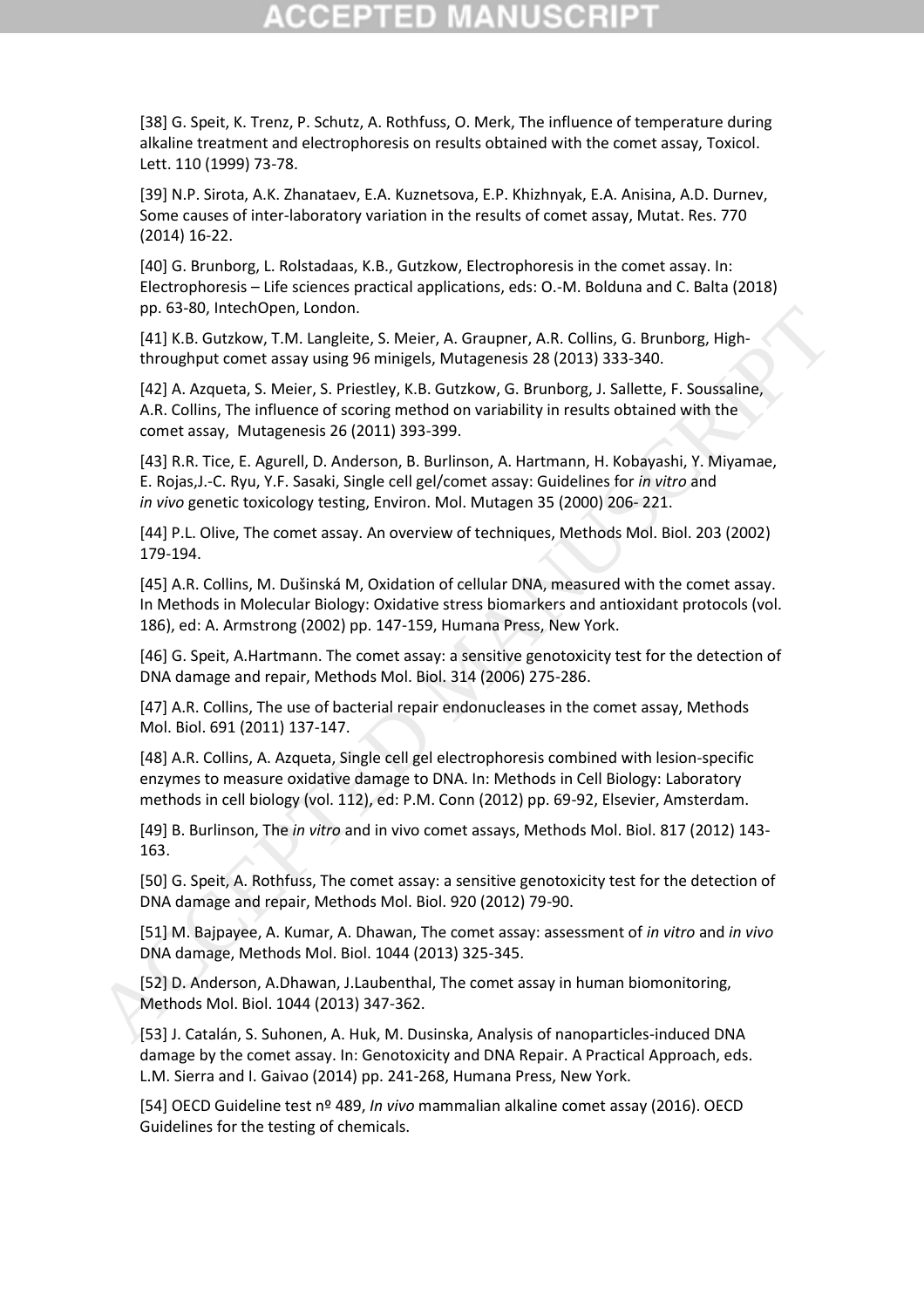[38] G. Speit, K. Trenz, P. Schutz, A. Rothfuss, O. Merk, The influence of temperature during alkaline treatment and electrophoresis on results obtained with the comet assay, Toxicol. Lett. 110 (1999) 73-78.

[39] N.P. Sirota, A.K. Zhanataev, E.A. Kuznetsova, E.P. Khizhnyak, E.A. Anisina, A.D. Durnev, Some causes of inter-laboratory variation in the results of comet assay, Mutat. Res. 770 (2014) 16-22.

[40] G. Brunborg, L. Rolstadaas, K.B., Gutzkow, Electrophoresis in the comet assay. In: Electrophoresis – Life sciences practical applications, eds: O.-M. Bolduna and C. Balta (2018) pp. 63-80, IntechOpen, London.

[41] K.B. Gutzkow, T.M. Langleite, S. Meier, A. Graupner, A.R. Collins, G. Brunborg, High-throughput comet assay using 96 minigels, Mutagenesis 28 (2013) 333-340.

[42] A. Azqueta, S. Meier, S. Priestley, K.B. Gutzkow, G. Brunborg, J. Sallette, F. Soussaline, A.R. Collins, The influence of scoring method on variability in results obtained with the comet assay, Mutagenesis 26 (2011) 393-399.

[43] R.R. Tice, E. Agurell, D. Anderson, B. Burlinson, A. Hartmann, H. Kobayashi, Y. Miyamae, E. Rojas,J.-C. Ryu, Y.F. Sasaki, Single cell gel/comet assay: Guidelines for *in vitro* and *in vivo* genetic toxicology testing, Environ. Mol. Mutagen 35 (2000) 206- 221.

[44] P.L. Olive, The comet assay. An overview of techniques, Methods Mol. Biol. 203 (2002) 179-194.

[45] A.R. Collins, M. Dušinská M, Oxidation of cellular DNA, measured with the comet assay. In Methods in Molecular Biology: Oxidative stress biomarkers and antioxidant protocols (vol. 186), ed: A. Armstrong (2002) pp. 147-159, Humana Press, New York.

[46] G. Speit, A.Hartmann. The comet assay: a sensitive genotoxicity test for the detection of DNA damage and repair, Methods Mol. Biol. 314 (2006) 275-286.

[47] A.R. Collins, The use of bacterial repair endonucleases in the comet assay, Methods Mol. Biol. 691 (2011) 137-147.

[48] A.R. Collins, A. Azqueta, Single cell gel electrophoresis combined with lesion-specific enzymes to measure oxidative damage to DNA. In: Methods in Cell Biology: Laboratory methods in cell biology (vol. 112), ed: P.M. Conn (2012) pp. 69-92, Elsevier, Amsterdam.

[49] B. Burlinson, The *in vitro* and in vivo comet assays, Methods Mol. Biol. 817 (2012) 143-163.

[50] G. Speit, A. Rothfuss, The comet assay: a sensitive genotoxicity test for the detection of DNA damage and repair, Methods Mol. Biol. 920 (2012) 79-90.

[51] M. Bajpayee, A. Kumar, A. Dhawan, The comet assay: assessment of *in vitro* and *in vivo* DNA damage, Methods Mol. Biol. 1044 (2013) 325-345.

[52] D. Anderson, A.Dhawan, J.Laubenthal, The comet assay in human biomonitoring, Methods Mol. Biol. 1044 (2013) 347-362.

[53] J. Catalán, S. Suhonen, A. Huk, M. Dusinska, Analysis of nanoparticles-induced DNA damage by the comet assay. In: Genotoxicity and DNA Repair. A Practical Approach, eds. L.M. Sierra and I. Gaivao (2014) pp. 241-268, Humana Press, New York.

[54] OECD Guideline test nº 489, *In vivo* mammalian alkaline comet assay (2016). OECD Guidelines for the testing of chemicals.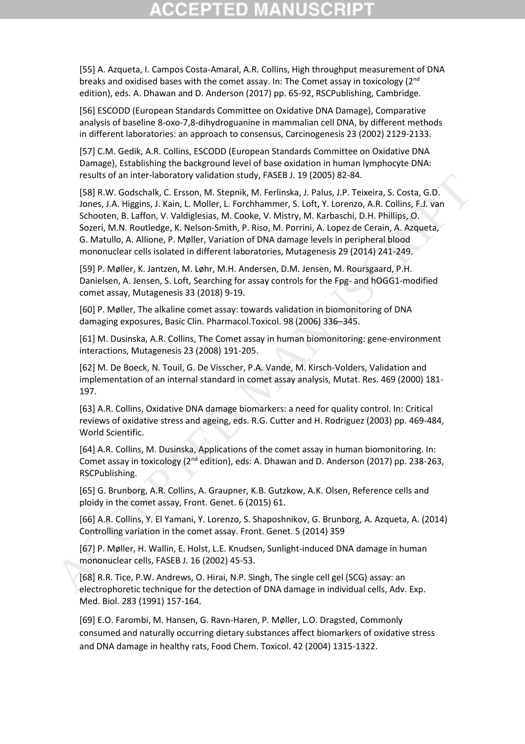[55] A. Azqueta, I. Campos Costa-Amaral, A.R. Collins, High throughput measurement of DNA breaks and oxidised bases with the comet assay. In: The Comet assay in toxicology (2nd edition), eds. A. Dhawan and D. Anderson (2017) pp. 65-92, RSCPublishing, Cambridge.

[56] ESCODD (European Standards Committee on Oxidative DNA Damage), Comparative analysis of baseline 8-oxo-7,8-dihydroguanine in mammalian cell DNA, by different methods in different laboratories: an approach to consensus, Carcinogenesis 23 (2002) 2129-2133.

[57] C.M. Gedik, A.R. Collins, ESCODD (European Standards Committee on Oxidative DNA Damage), Establishing the background level of base oxidation in human lymphocyte DNA: results of an inter-laboratory validation study, FASEB J. 19 (2005) 82-84.

[58] R.W. Godschalk, C. Ersson, M. Stepnik, M. Ferlinska, J. Palus, J.P. Teixeira, S. Costa, G.D. Jones, J.A. Higgins, J. Kain, L. Moller, L. Forchhammer, S. Loft, Y. Lorenzo, A.R. Collins, F.J. van Schooten, B. Laffon, V. Valdiglesias, M. Cooke, V. Mistry, M. Karbaschi, D.H. Phillips, O. Sozeri, M.N. Routledge, K. Nelson-Smith, P. Riso, M. Porrini, A. Lopez de Cerain, A. Azqueta, G. Matullo, A. Allione, P. Møller, Variation of DNA damage levels in peripheral blood mononuclear cells isolated in different laboratories, Mutagenesis 29 (2014) 241-249.

[59] P. Møller, K. Jantzen, M. Løhr, M.H. Andersen, D.M. Jensen, M. Roursgaard, P.H. Danielsen, A. Jensen, S. Loft, Searching for assay controls for the Fpg- and hOGG1-modified comet assay, Mutagenesis 33 (2018) 9-19.

[60] P. Møller, The alkaline comet assay: towards validation in biomonitoring of DNA damaging exposures, Basic Clin. Pharmacol.Toxicol. 98 (2006) 336–345.

[61] M. Dusinska, A.R. Collins, The Comet assay in human biomonitoring: gene-environment interactions, Mutagenesis 23 (2008) 191-205.

[62] M. De Boeck, N. Touil, G. De Visscher, P.A. Vande, M. Kirsch-Volders, Validation and implementation of an internal standard in comet assay analysis, Mutat. Res. 469 (2000) 181-197.

[63] A.R. Collins, Oxidative DNA damage biomarkers: a need for quality control. In: Critical reviews of oxidative stress and ageing, eds. R.G. Cutter and H. Rodriguez (2003) pp. 469-484, World Scientific.

[64] A.R. Collins, M. Dusinska, Applications of the comet assay in human biomonitoring. In: Comet assay in toxicology (2nd edition), eds: A. Dhawan and D. Anderson (2017) pp. 238-263, RSCPublishing.

[65] G. Brunborg, A.R. Collins, A. Graupner, K.B. Gutzkow, A.K. Olsen, Reference cells and ploidy in the comet assay, Front. Genet. 6 (2015) 61.

[66] A.R. Collins, Y. El Yamani, Y. Lorenzo, S. Shaposhnikov, G. Brunborg, A. Azqueta, A. (2014) Controlling variation in the comet assay. Front. Genet. 5 (2014) 359

[67] P. Møller, H. Wallin, E. Holst, L.E. Knudsen, Sunlight-induced DNA damage in human mononuclear cells, FASEB J. 16 (2002) 45-53.

[68] R.R. Tice, P.W. Andrews, O. Hirai, N.P. Singh, The single cell gel (SCG) assay: an electrophoretic technique for the detection of DNA damage in individual cells, Adv. Exp. Med. Biol. 283 (1991) 157-164.

[69] E.O. Farombi, M. Hansen, G. Ravn-Haren, P. Møller, L.O. Dragsted, Commonly consumed and naturally occurring dietary substances affect biomarkers of oxidative stress and DNA damage in healthy rats, Food Chem. Toxicol. 42 (2004) 1315-1322.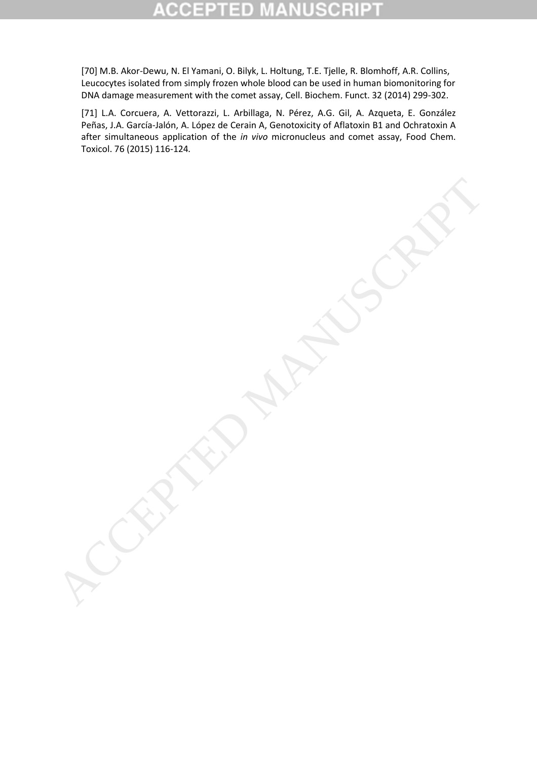[70] M.B. Akor-Dewu, N. El Yamani, O. Bilyk, L. Holtung, T.E. Tjelle, R. Blomhoff, A.R. Collins, Leucocytes isolated from simply frozen whole blood can be used in human biomonitoring for DNA damage measurement with the comet assay, Cell. Biochem. Funct. 32 (2014) 299-302.

[71] L.A. Corcuera, A. Vettorazzi, L. Arbillaga, N. Pérez, A.G. Gil, A. Azqueta, E. González Peñas, J.A. García-Jalón, A. López de Cerain A, Genotoxicity of Aflatoxin B1 and Ochratoxin A after simultaneous application of the *in vivo* micronucleus and comet assay, Food Chem. Toxicol. 76 (2015) 116-124.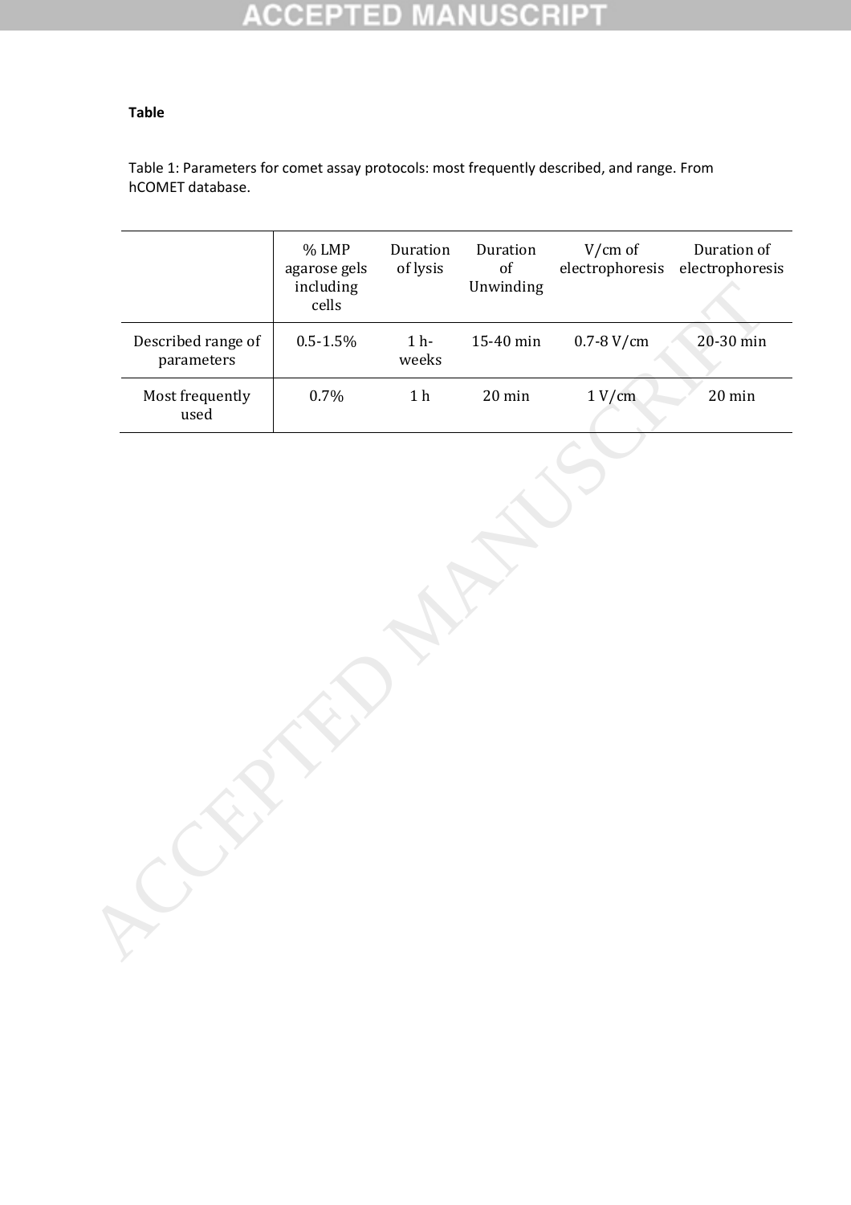**Table**

Table 1: Parameters for comet assay protocols: most frequently described, and range. From hCOMET database.

| | % LMP agarose gels including cells | Duration of lysis | Duration of Unwinding | V/cm of electrophoresis | Duration of electrophoresis |
|---|---|---|---|---|---|
| Described range of parameters | 0.5-1.5% | 1 h-weeks | 15-40 min | 0.7-8 V/cm | 20-30 min |
| Most frequently used | 0.7% | 1 h | 20 min | 1 V/cm | 20 min |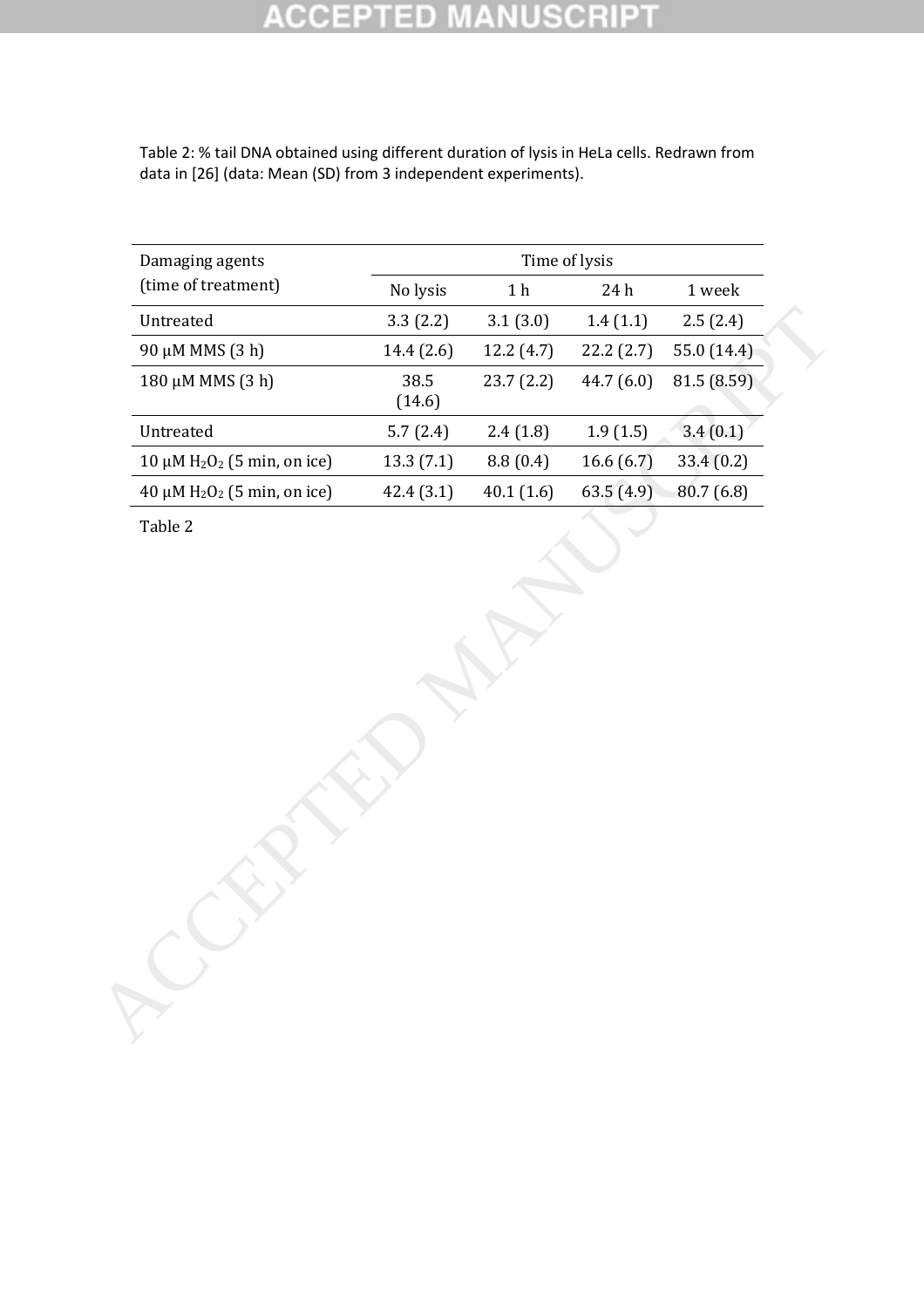Table 2: % tail DNA obtained using different duration of lysis in HeLa cells. Redrawn from data in [26] (data: Mean (SD) from 3 independent experiments).

| Damaging agents (time of treatment) | Time of lysis | | | |
|---|---|---|---|---|
| | No lysis | 1 h | 24 h | 1 week |
| Untreated | 3.3 (2.2) | 3.1 (3.0) | 1.4 (1.1) | 2.5 (2.4) |
| 90 μM MMS (3 h) | 14.4 (2.6) | 12.2 (4.7) | 22.2 (2.7) | 55.0 (14.4) |
| 180 μM MMS (3 h) | 38.5 (14.6) | 23.7 (2.2) | 44.7 (6.0) | 81.5 (8.59) |
| Untreated | 5.7 (2.4) | 2.4 (1.8) | 1.9 (1.5) | 3.4 (0.1) |
| 10 μM $H_2O_2$ (5 min, on ice) | 13.3 (7.1) | 8.8 (0.4) | 16.6 (6.7) | 33.4 (0.2) |
| 40 μM $H_2O_2$ (5 min, on ice) | 42.4 (3.1) | 40.1 (1.6) | 63.5 (4.9) | 80.7 (6.8) |

Table 2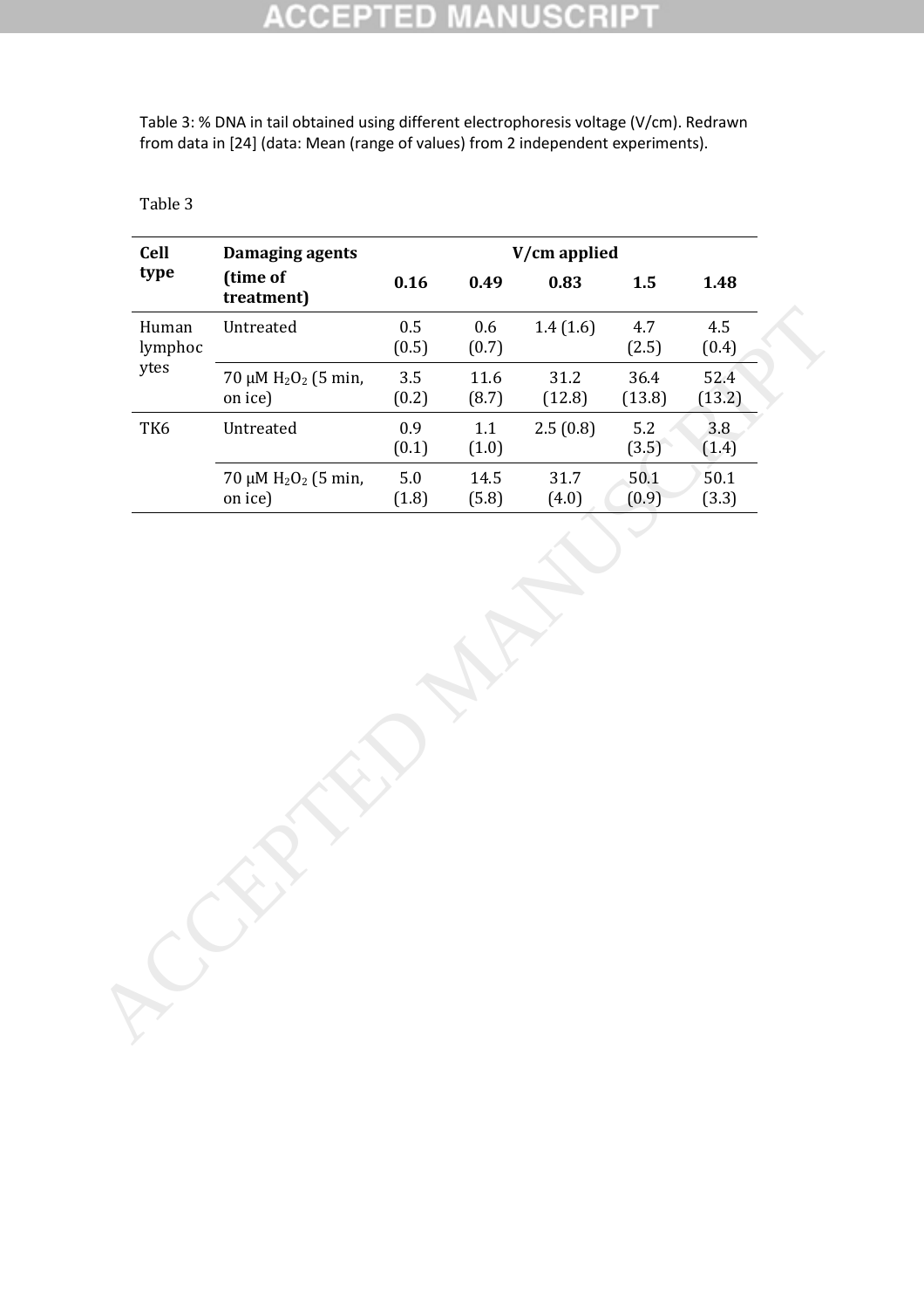Table 3: % DNA in tail obtained using different electrophoresis voltage (V/cm). Redrawn from data in [24] (data: Mean (range of values) from 2 independent experiments).

Table 3

| Cell type | Damaging agents (time of treatment) | V/cm applied | | | | |
|---|---|---|---|---|---|---|
| | | **0.16** | **0.49** | **0.83** | **1.5** | **1.48** |
| Human lymphocytes | Untreated | 0.5 (0.5) | 0.6 (0.7) | 1.4 (1.6) | 4.7 (2.5) | 4.5 (0.4) |
| | 70 μM $H_2O_2$ (5 min, on ice) | 3.5 (0.2) | 11.6 (8.7) | 31.2 (12.8) | 36.4 (13.8) | 52.4 (13.2) |
| TK6 | Untreated | 0.9 (0.1) | 1.1 (1.0) | 2.5 (0.8) | 5.2 (3.5) | 3.8 (1.4) |
| | 70 μM $H_2O_2$ (5 min, on ice) | 5.0 (1.8) | 14.5 (5.8) | 31.7 (4.0) | 50.1 (0.9) | 50.1 (3.3) |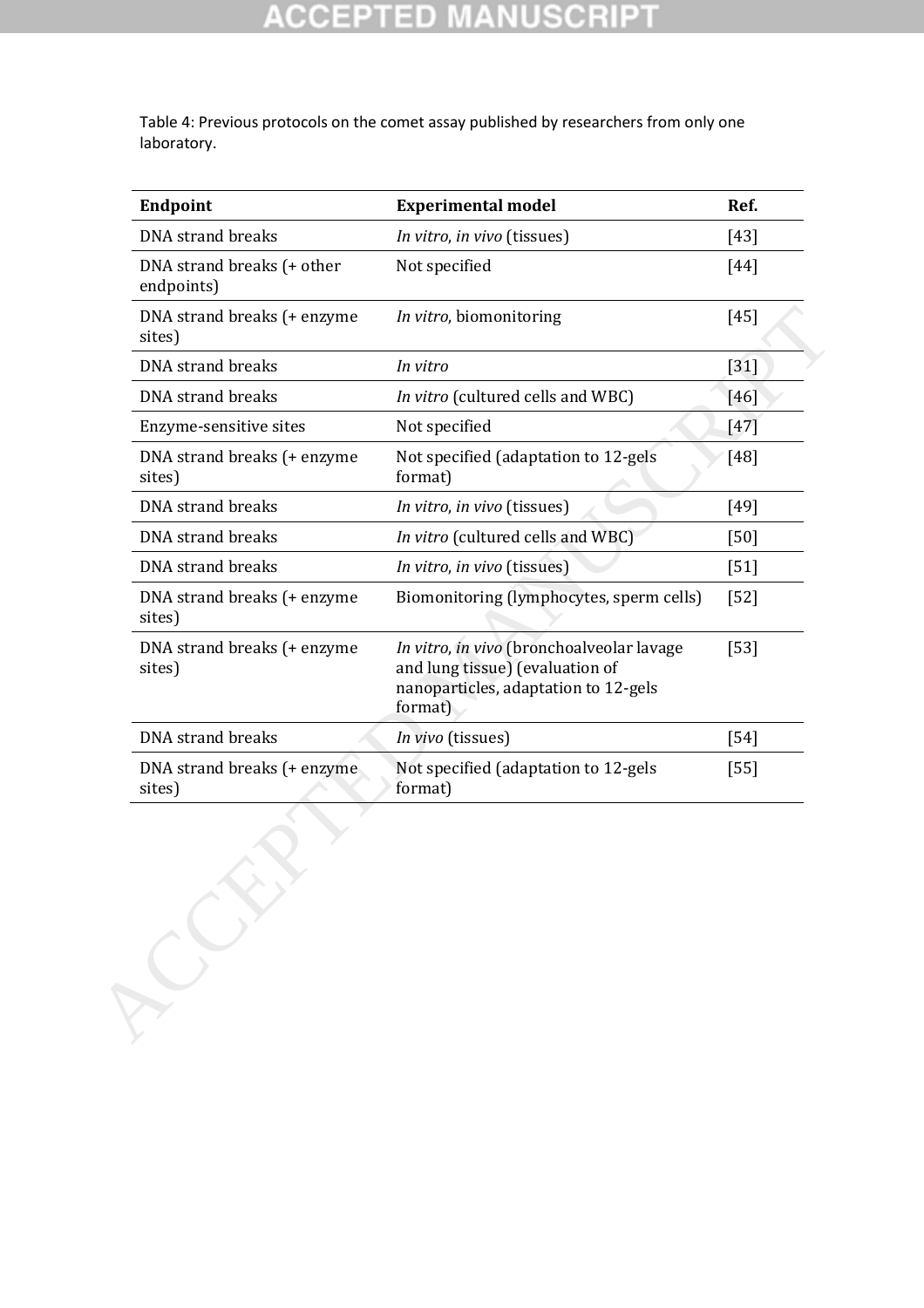Table 4: Previous protocols on the comet assay published by researchers from only one laboratory.

| Endpoint | Experimental model | Ref. |
| --- | --- | --- |
| DNA strand breaks | *In vitro*, *in vivo* (tissues) | [43] |
| DNA strand breaks (+ other endpoints) | Not specified | [44] |
| DNA strand breaks (+ enzyme sites) | *In vitro*, biomonitoring | [45] |
| DNA strand breaks | *In vitro* | [31] |
| DNA strand breaks | *In vitro* (cultured cells and WBC) | [46] |
| Enzyme-sensitive sites | Not specified | [47] |
| DNA strand breaks (+ enzyme sites) | Not specified (adaptation to 12-gels format) | [48] |
| DNA strand breaks | *In vitro*, *in vivo* (tissues) | [49] |
| DNA strand breaks | *In vitro* (cultured cells and WBC) | [50] |
| DNA strand breaks | *In vitro*, *in vivo* (tissues) | [51] |
| DNA strand breaks (+ enzyme sites) | Biomonitoring (lymphocytes, sperm cells) | [52] |
| DNA strand breaks (+ enzyme sites) | *In vitro*, *in vivo* (bronchoalveolar lavage and lung tissue) (evaluation of nanoparticles, adaptation to 12-gels format) | [53] |
| DNA strand breaks | *In vivo* (tissues) | [54] |
| DNA strand breaks (+ enzyme sites) | Not specified (adaptation to 12-gels format) | [55] |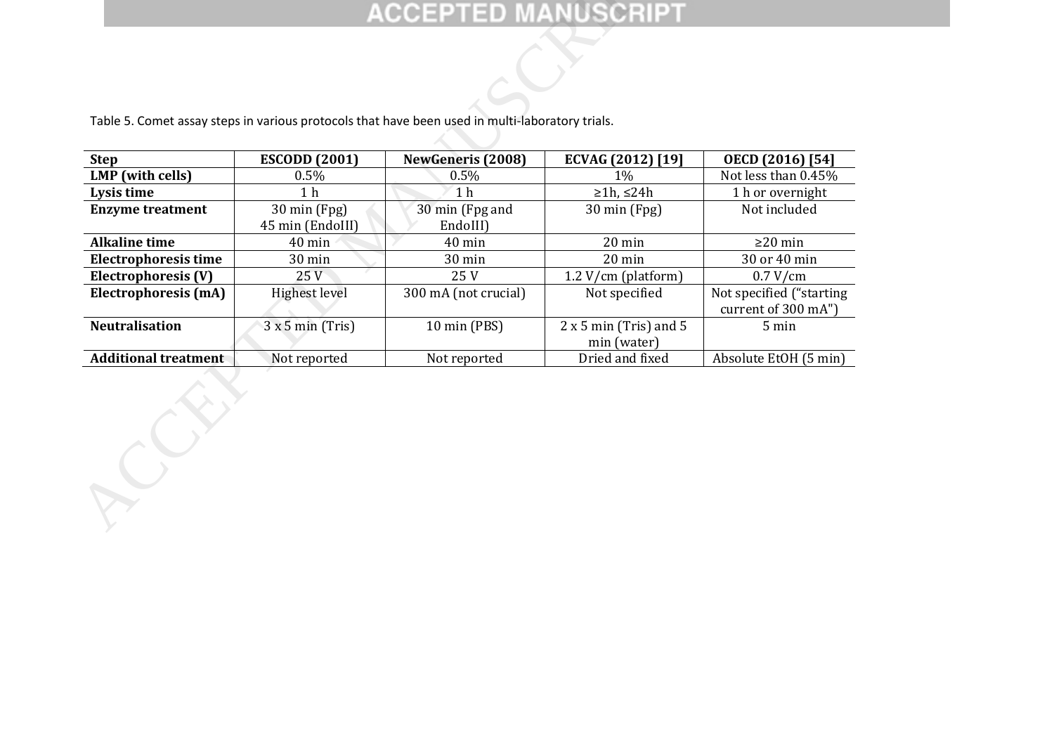Table 5. Comet assay steps in various protocols that have been used in multi-laboratory trials.

| Step | ESCODD (2001) | NewGeneris (2008) | ECVAG (2012) [19] | OECD (2016) [54] |
|---|---|---|---|---|
| **LMP (with cells)** | 0.5% | 0.5% | 1% | Not less than 0.45% |
| **Lysis time** | 1 h | 1 h | ≥1h, ≤24h | 1 h or overnight |
| **Enzyme treatment** | 30 min (Fpg) 45 min (EndoIII) | 30 min (Fpg and EndoIII) | 30 min (Fpg) | Not included |
| **Alkaline time** | 40 min | 40 min | 20 min | ≥20 min |
| **Electrophoresis time** | 30 min | 30 min | 20 min | 30 or 40 min |
| **Electrophoresis (V)** | 25 V | 25 V | 1.2 V/cm (platform) | 0.7 V/cm |
| **Electrophoresis (mA)** | Highest level | 300 mA (not crucial) | Not specified | Not specified ("starting current of 300 mA") |
| **Neutralisation** | 3 x 5 min (Tris) | 10 min (PBS) | 2 x 5 min (Tris) and 5 min (water) | 5 min |
| **Additional treatment** | Not reported | Not reported | Dried and fixed | Absolute EtOH (5 min) |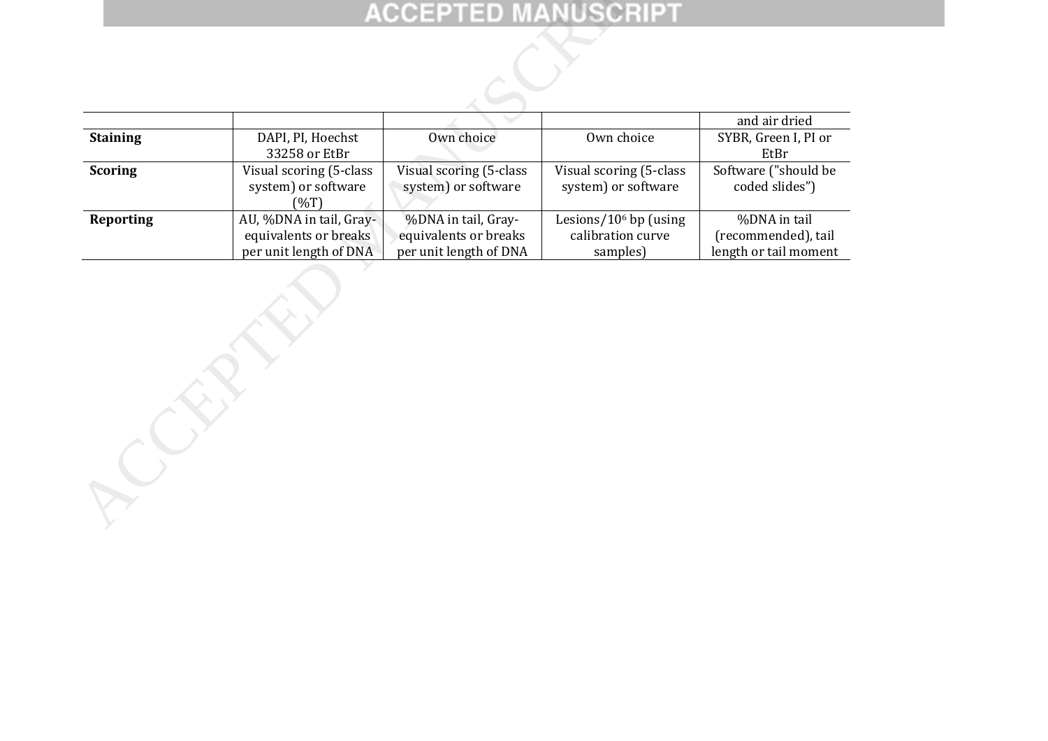| | | | | |
|---|---|---|---|---|
| | | | | and air dried |
| **Staining** | DAPI, PI, Hoechst 33258 or EtBr | Own choice | Own choice | SYBR, Green I, PI or EtBr |
| **Scoring** | Visual scoring (5-class system) or software (%T) | Visual scoring (5-class system) or software | Visual scoring (5-class system) or software | Software ("should be coded slides") |
| **Reporting** | AU, %DNA in tail, Gray-equivalents or breaks per unit length of DNA | %DNA in tail, Gray-equivalents or breaks per unit length of DNA | Lesions/$10^6$ bp (using calibration curve samples) | %DNA in tail (recommended), tail length or tail moment |